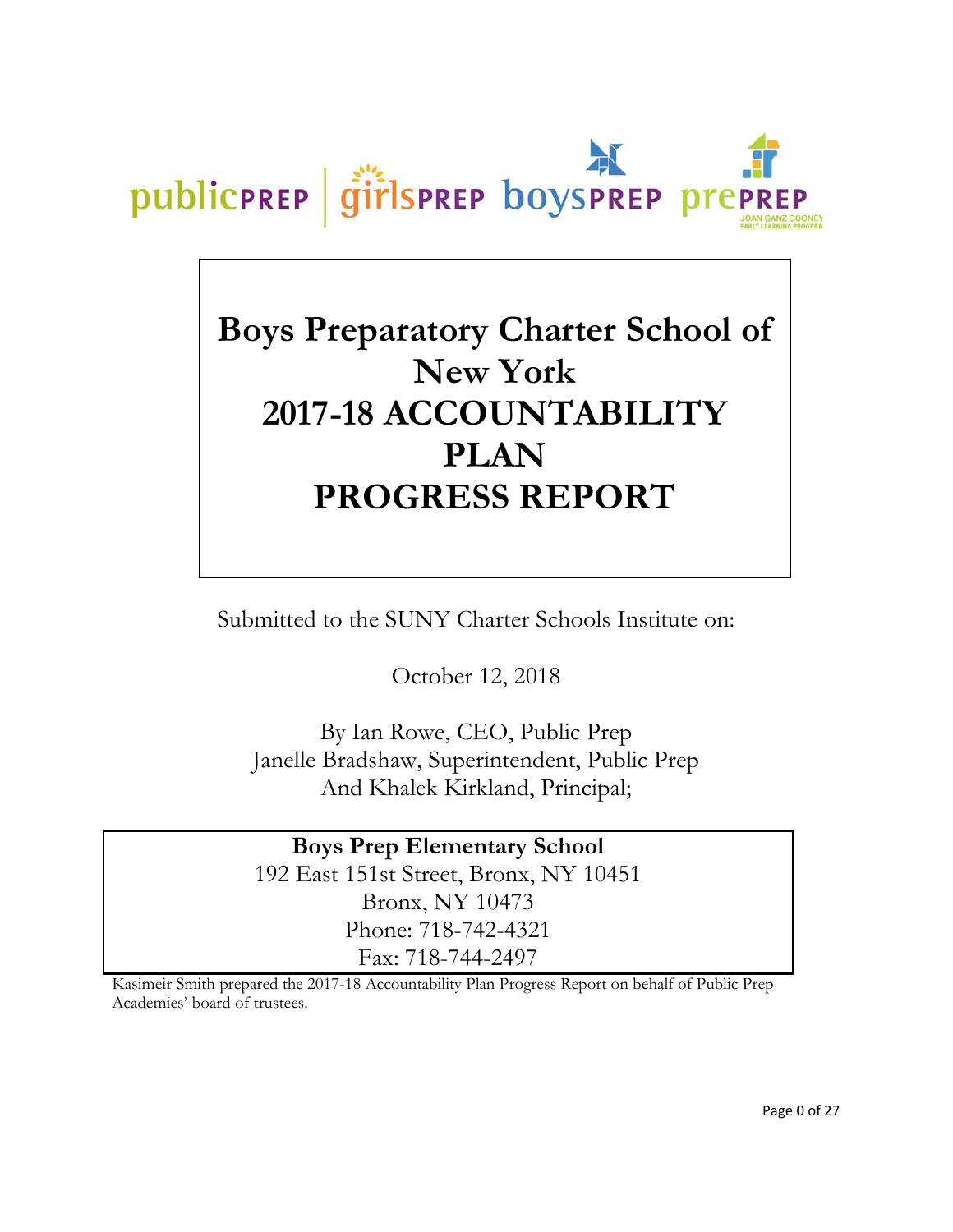publicPREP | girlsPREP boysPREP prePREP JOAN GANZ COONEY EARLY LEARNING PROGRAM

# Boys Preparatory Charter School of New York 2017-18 ACCOUNTABILITY PLAN PROGRESS REPORT

Submitted to the SUNY Charter Schools Institute on:

October 12, 2018

By Ian Rowe, CEO, Public Prep
Janelle Bradshaw, Superintendent, Public Prep
And Khalek Kirkland, Principal;

**Boys Prep Elementary School**
192 East 151st Street, Bronx, NY 10451
Bronx, NY 10473
Phone: 718-742-4321
Fax: 718-744-2497

Kasimeir Smith prepared the 2017-18 Accountability Plan Progress Report on behalf of Public Prep Academies' board of trustees.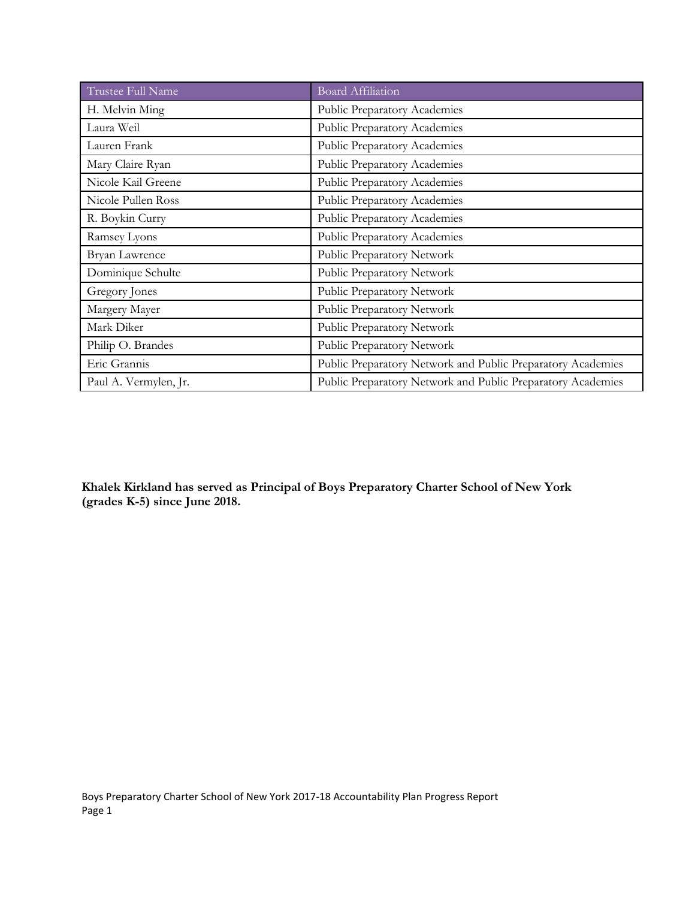| Trustee Full Name | Board Affiliation |
|---|---|
| H. Melvin Ming | Public Preparatory Academies |
| Laura Weil | Public Preparatory Academies |
| Lauren Frank | Public Preparatory Academies |
| Mary Claire Ryan | Public Preparatory Academies |
| Nicole Kail Greene | Public Preparatory Academies |
| Nicole Pullen Ross | Public Preparatory Academies |
| R. Boykin Curry | Public Preparatory Academies |
| Ramsey Lyons | Public Preparatory Academies |
| Bryan Lawrence | Public Preparatory Network |
| Dominique Schulte | Public Preparatory Network |
| Gregory Jones | Public Preparatory Network |
| Margery Mayer | Public Preparatory Network |
| Mark Diker | Public Preparatory Network |
| Philip O. Brandes | Public Preparatory Network |
| Eric Grannis | Public Preparatory Network and Public Preparatory Academies |
| Paul A. Vermylen, Jr. | Public Preparatory Network and Public Preparatory Academies |

**Khalek Kirkland has served as Principal of Boys Preparatory Charter School of New York (grades K-5) since June 2018.**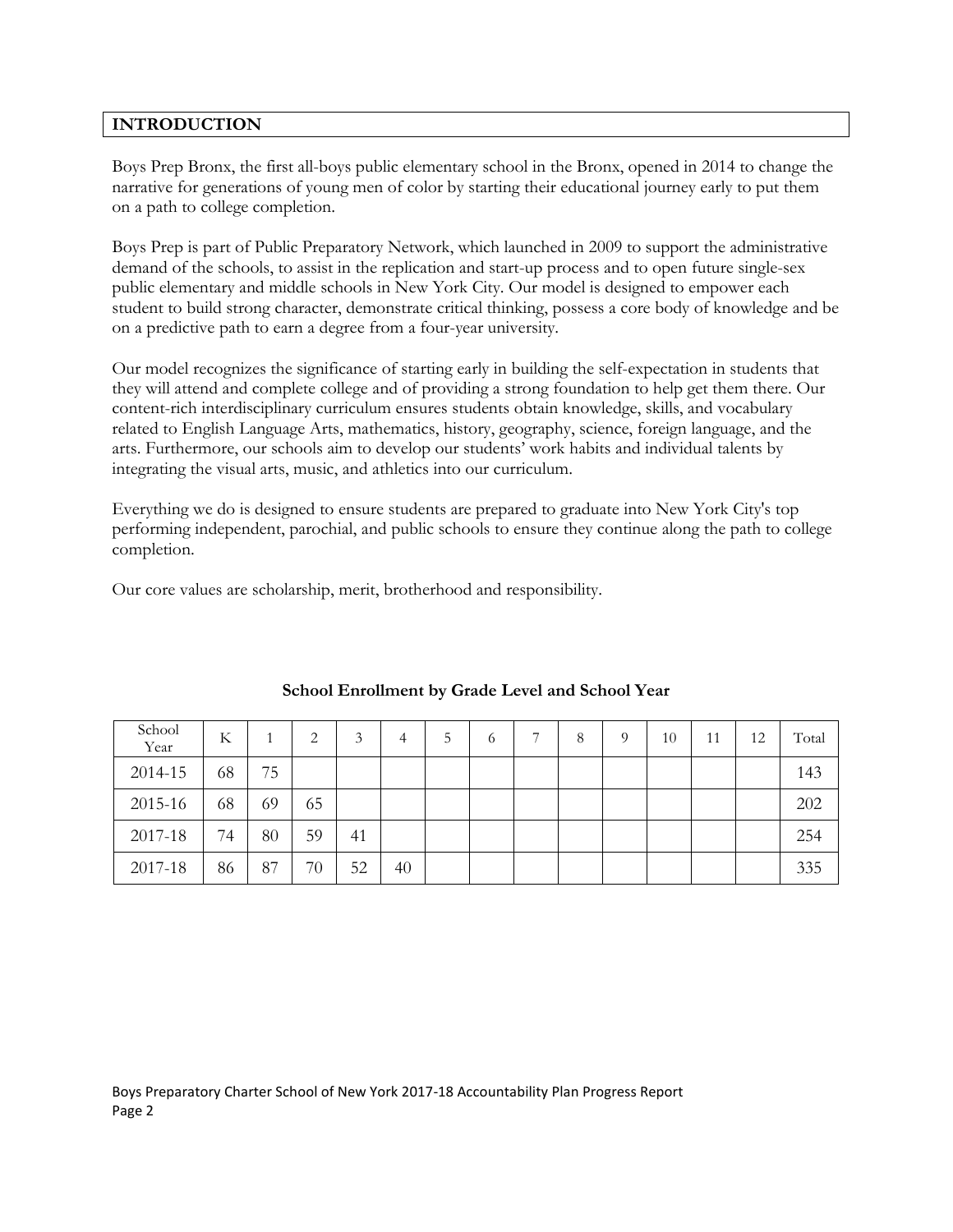## INTRODUCTION

Boys Prep Bronx, the first all-boys public elementary school in the Bronx, opened in 2014 to change the narrative for generations of young men of color by starting their educational journey early to put them on a path to college completion.

Boys Prep is part of Public Preparatory Network, which launched in 2009 to support the administrative demand of the schools, to assist in the replication and start-up process and to open future single-sex public elementary and middle schools in New York City. Our model is designed to empower each student to build strong character, demonstrate critical thinking, possess a core body of knowledge and be on a predictive path to earn a degree from a four-year university.

Our model recognizes the significance of starting early in building the self-expectation in students that they will attend and complete college and of providing a strong foundation to help get them there. Our content-rich interdisciplinary curriculum ensures students obtain knowledge, skills, and vocabulary related to English Language Arts, mathematics, history, geography, science, foreign language, and the arts. Furthermore, our schools aim to develop our students' work habits and individual talents by integrating the visual arts, music, and athletics into our curriculum.

Everything we do is designed to ensure students are prepared to graduate into New York City's top performing independent, parochial, and public schools to ensure they continue along the path to college completion.

Our core values are scholarship, merit, brotherhood and responsibility.

**School Enrollment by Grade Level and School Year**

| School Year | K | 1 | 2 | 3 | 4 | 5 | 6 | 7 | 8 | 9 | 10 | 11 | 12 | Total |
|---|---|---|---|---|---|---|---|---|---|---|---|---|---|---|
| 2014-15 | 68 | 75 | | | | | | | | | | | | 143 |
| 2015-16 | 68 | 69 | 65 | | | | | | | | | | | 202 |
| 2017-18 | 74 | 80 | 59 | 41 | | | | | | | | | | 254 |
| 2017-18 | 86 | 87 | 70 | 52 | 40 | | | | | | | | | 335 |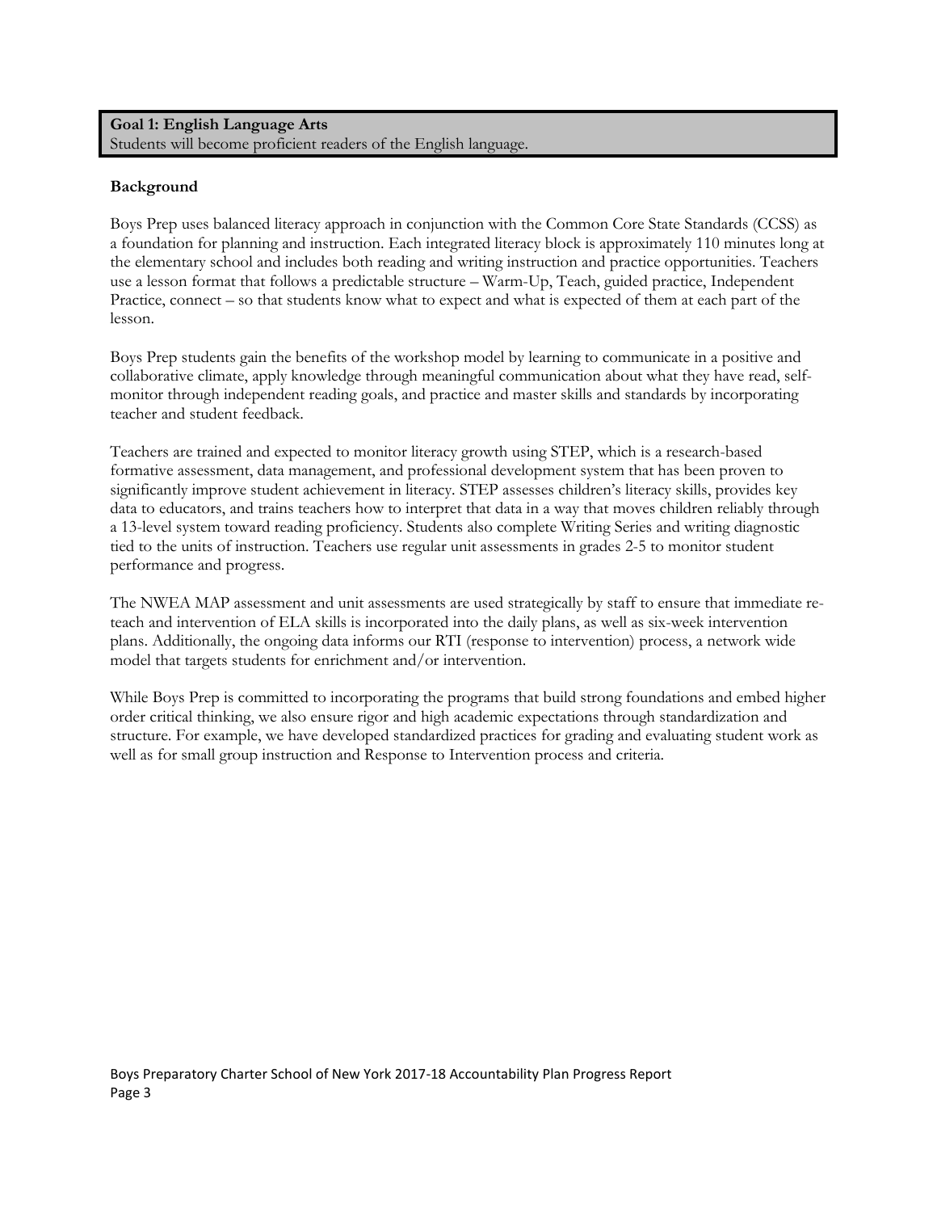**Goal 1: English Language Arts**
Students will become proficient readers of the English language.

**Background**

Boys Prep uses balanced literacy approach in conjunction with the Common Core State Standards (CCSS) as a foundation for planning and instruction. Each integrated literacy block is approximately 110 minutes long at the elementary school and includes both reading and writing instruction and practice opportunities. Teachers use a lesson format that follows a predictable structure – Warm-Up, Teach, guided practice, Independent Practice, connect – so that students know what to expect and what is expected of them at each part of the lesson.

Boys Prep students gain the benefits of the workshop model by learning to communicate in a positive and collaborative climate, apply knowledge through meaningful communication about what they have read, self-monitor through independent reading goals, and practice and master skills and standards by incorporating teacher and student feedback.

Teachers are trained and expected to monitor literacy growth using STEP, which is a research-based formative assessment, data management, and professional development system that has been proven to significantly improve student achievement in literacy. STEP assesses children's literacy skills, provides key data to educators, and trains teachers how to interpret that data in a way that moves children reliably through a 13-level system toward reading proficiency. Students also complete Writing Series and writing diagnostic tied to the units of instruction. Teachers use regular unit assessments in grades 2-5 to monitor student performance and progress.

The NWEA MAP assessment and unit assessments are used strategically by staff to ensure that immediate re-teach and intervention of ELA skills is incorporated into the daily plans, as well as six-week intervention plans. Additionally, the ongoing data informs our RTI (response to intervention) process, a network wide model that targets students for enrichment and/or intervention.

While Boys Prep is committed to incorporating the programs that build strong foundations and embed higher order critical thinking, we also ensure rigor and high academic expectations through standardization and structure. For example, we have developed standardized practices for grading and evaluating student work as well as for small group instruction and Response to Intervention process and criteria.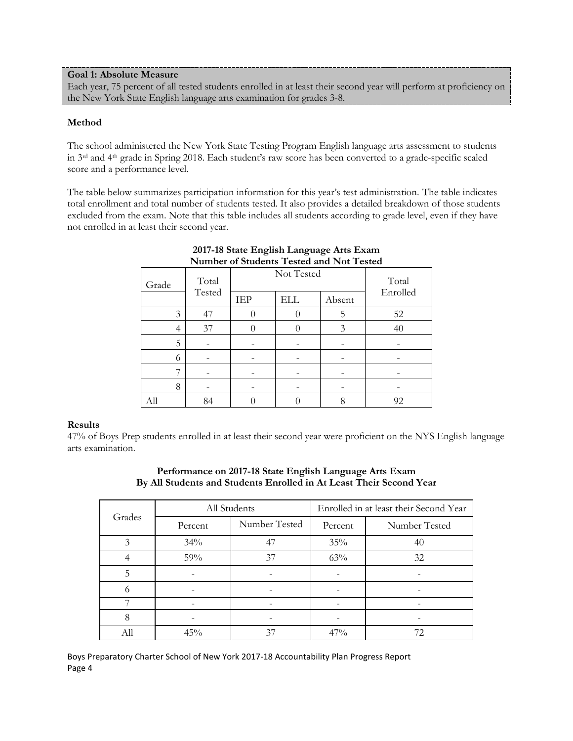**Goal 1: Absolute Measure**
Each year, 75 percent of all tested students enrolled in at least their second year will perform at proficiency on the New York State English language arts examination for grades 3-8.

**Method**

The school administered the New York State Testing Program English language arts assessment to students in 3rd and 4th grade in Spring 2018. Each student's raw score has been converted to a grade-specific scaled score and a performance level.

The table below summarizes participation information for this year's test administration. The table indicates total enrollment and total number of students tested. It also provides a detailed breakdown of those students excluded from the exam. Note that this table includes all students according to grade level, even if they have not enrolled in at least their second year.

**2017-18 State English Language Arts Exam**
**Number of Students Tested and Not Tested**

| Grade | Total Tested | Not Tested | | | Total Enrolled |
|---|---|---|---|---|---|
| | | IEP | ELL | Absent | |
| 3 | 47 | 0 | 0 | 5 | 52 |
| 4 | 37 | 0 | 0 | 3 | 40 |
| 5 | - | - | - | - | - |
| 6 | - | - | - | - | - |
| 7 | - | - | - | - | - |
| 8 | - | - | - | - | - |
| All | 84 | 0 | 0 | 8 | 92 |

**Results**
47% of Boys Prep students enrolled in at least their second year were proficient on the NYS English language arts examination.

**Performance on 2017-18 State English Language Arts Exam**
**By All Students and Students Enrolled in At Least Their Second Year**

| Grades | All Students | | Enrolled in at least their Second Year | |
|---|---|---|---|---|
| | Percent | Number Tested | Percent | Number Tested |
| 3 | 34% | 47 | 35% | 40 |
| 4 | 59% | 37 | 63% | 32 |
| 5 | - | - | - | - |
| 6 | - | - | - | - |
| 7 | - | - | - | - |
| 8 | - | - | - | - |
| All | 45% | 37 | 47% | 72 |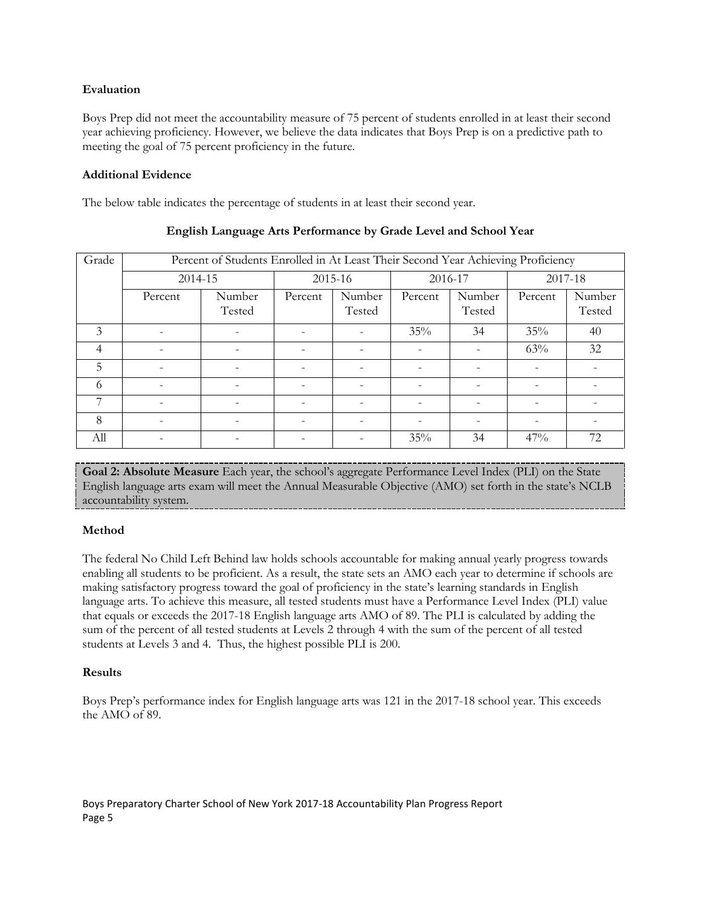### Evaluation

Boys Prep did not meet the accountability measure of 75 percent of students enrolled in at least their second year achieving proficiency. However, we believe the data indicates that Boys Prep is on a predictive path to meeting the goal of 75 percent proficiency in the future.

### Additional Evidence

The below table indicates the percentage of students in at least their second year.

**English Language Arts Performance by Grade Level and School Year**

| Grade | Percent of Students Enrolled in At Least Their Second Year Achieving Proficiency | | | | | | | |
|---|---|---|---|---|---|---|---|---|
| | 2014-15 | | 2015-16 | | 2016-17 | | 2017-18 | |
| | Percent | Number Tested | Percent | Number Tested | Percent | Number Tested | Percent | Number Tested |
| 3 | - | - | - | - | 35% | 34 | 35% | 40 |
| 4 | - | - | - | - | - | - | 63% | 32 |
| 5 | - | - | - | - | - | - | - | - |
| 6 | - | - | - | - | - | - | - | - |
| 7 | - | - | - | - | - | - | - | - |
| 8 | - | - | - | - | - | - | - | - |
| All | - | - | - | - | 35% | 34 | 47% | 72 |

**Goal 2: Absolute Measure** Each year, the school's aggregate Performance Level Index (PLI) on the State English language arts exam will meet the Annual Measurable Objective (AMO) set forth in the state's NCLB accountability system.

### Method

The federal No Child Left Behind law holds schools accountable for making annual yearly progress towards enabling all students to be proficient. As a result, the state sets an AMO each year to determine if schools are making satisfactory progress toward the goal of proficiency in the state's learning standards in English language arts. To achieve this measure, all tested students must have a Performance Level Index (PLI) value that equals or exceeds the 2017-18 English language arts AMO of 89. The PLI is calculated by adding the sum of the percent of all tested students at Levels 2 through 4 with the sum of the percent of all tested students at Levels 3 and 4. Thus, the highest possible PLI is 200.

### Results

Boys Prep's performance index for English language arts was 121 in the 2017-18 school year. This exceeds the AMO of 89.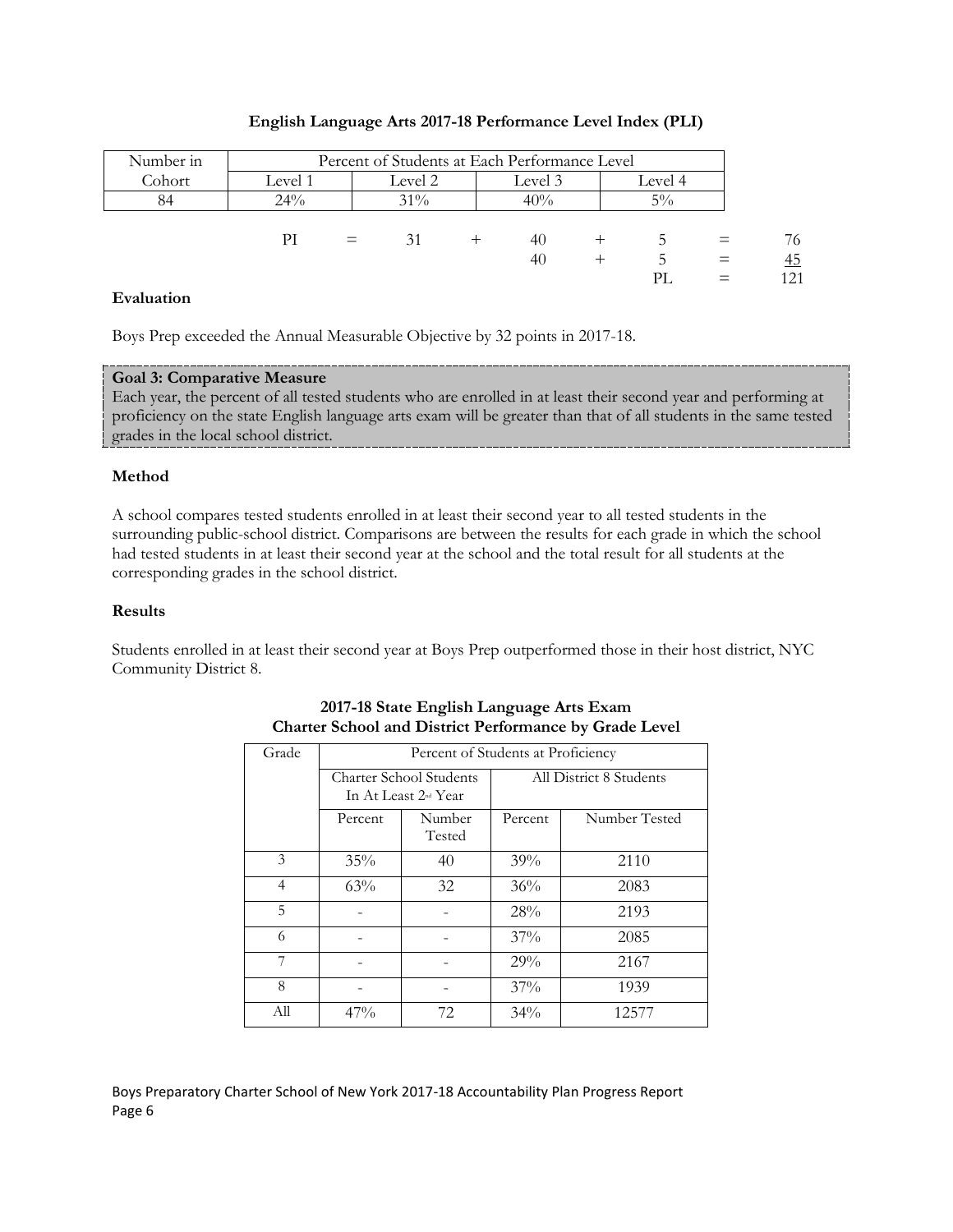**English Language Arts 2017-18 Performance Level Index (PLI)**

| Number in Cohort | Percent of Students at Each Performance Level | | | |
|---|---|---|---|---|
| | Level 1 | Level 2 | Level 3 | Level 4 |
| 84 | 24% | 31% | 40% | 5% |

| | | | | | | | | |
|---|---|---|---|---|---|---|---|---|
| PI | = | 31 | + | 40 | + | 5 | = | 76 |
| | | | | 40 | + | 5 | = | 45 |
| | | | | | | PL | = | 121 |

**Evaluation**

Boys Prep exceeded the Annual Measurable Objective by 32 points in 2017-18.

**Goal 3: Comparative Measure**

Each year, the percent of all tested students who are enrolled in at least their second year and performing at proficiency on the state English language arts exam will be greater than that of all students in the same tested grades in the local school district.

**Method**

A school compares tested students enrolled in at least their second year to all tested students in the surrounding public-school district. Comparisons are between the results for each grade in which the school had tested students in at least their second year at the school and the total result for all students at the corresponding grades in the school district.

**Results**

Students enrolled in at least their second year at Boys Prep outperformed those in their host district, NYC Community District 8.

**2017-18 State English Language Arts Exam**
**Charter School and District Performance by Grade Level**

| Grade | Percent of Students at Proficiency | | | |
|---|---|---|---|---|
| | Charter School Students In At Least 2nd Year | | All District 8 Students | |
| | Percent | Number Tested | Percent | Number Tested |
| 3 | 35% | 40 | 39% | 2110 |
| 4 | 63% | 32 | 36% | 2083 |
| 5 | - | - | 28% | 2193 |
| 6 | - | - | 37% | 2085 |
| 7 | - | - | 29% | 2167 |
| 8 | - | - | 37% | 1939 |
| All | 47% | 72 | 34% | 12577 |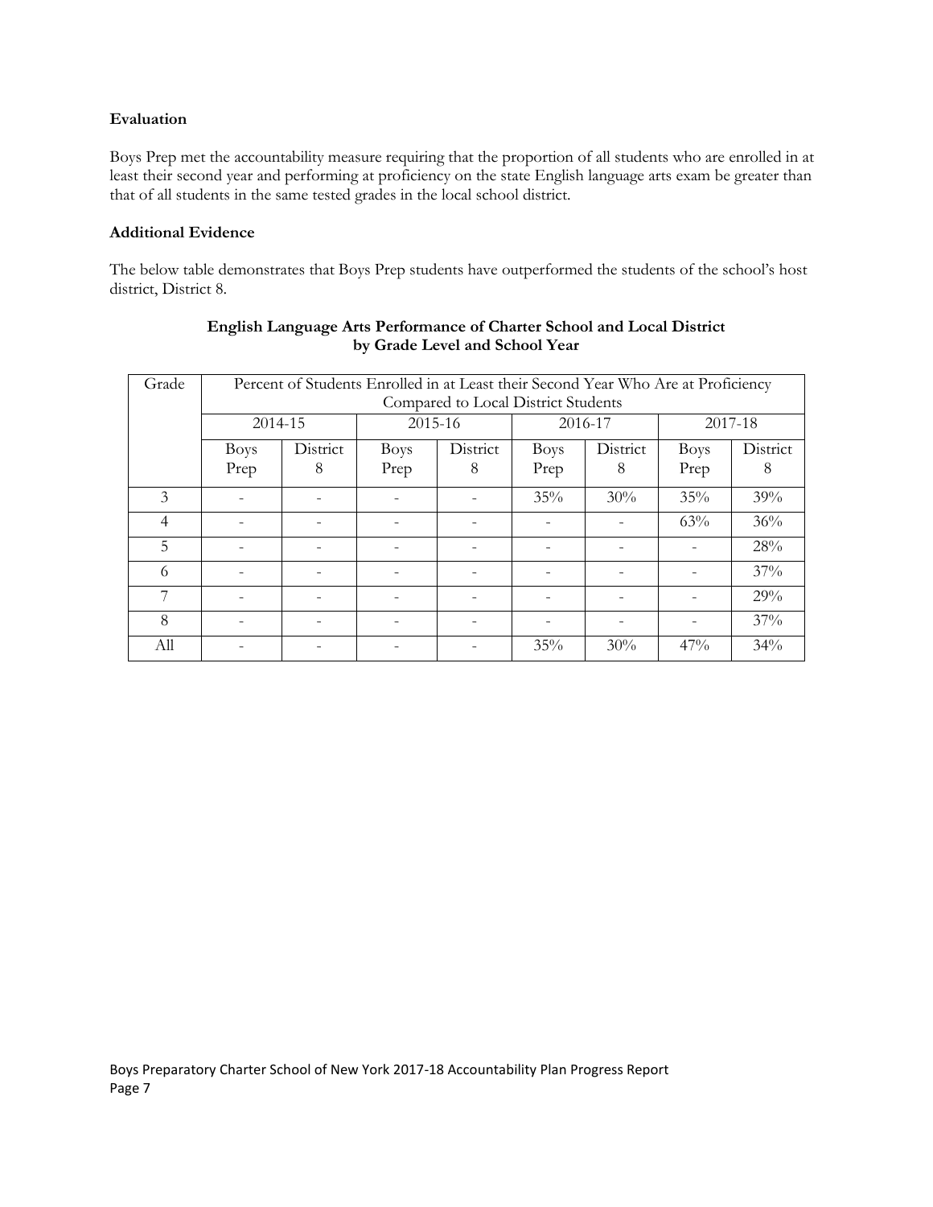### Evaluation

Boys Prep met the accountability measure requiring that the proportion of all students who are enrolled in at least their second year and performing at proficiency on the state English language arts exam be greater than that of all students in the same tested grades in the local school district.

### Additional Evidence

The below table demonstrates that Boys Prep students have outperformed the students of the school's host district, District 8.

**English Language Arts Performance of Charter School and Local District by Grade Level and School Year**

| Grade | Percent of Students Enrolled in at Least their Second Year Who Are at Proficiency Compared to Local District Students | | | | | | | |
|---|---|---|---|---|---|---|---|---|
| | 2014-15 | | 2015-16 | | 2016-17 | | 2017-18 | |
| | Boys Prep | District 8 | Boys Prep | District 8 | Boys Prep | District 8 | Boys Prep | District 8 |
| 3 | - | - | - | - | 35% | 30% | 35% | 39% |
| 4 | - | - | - | - | - | - | 63% | 36% |
| 5 | - | - | - | - | - | - | - | 28% |
| 6 | - | - | - | - | - | - | - | 37% |
| 7 | - | - | - | - | - | - | - | 29% |
| 8 | - | - | - | - | - | - | - | 37% |
| All | - | - | - | - | 35% | 30% | 47% | 34% |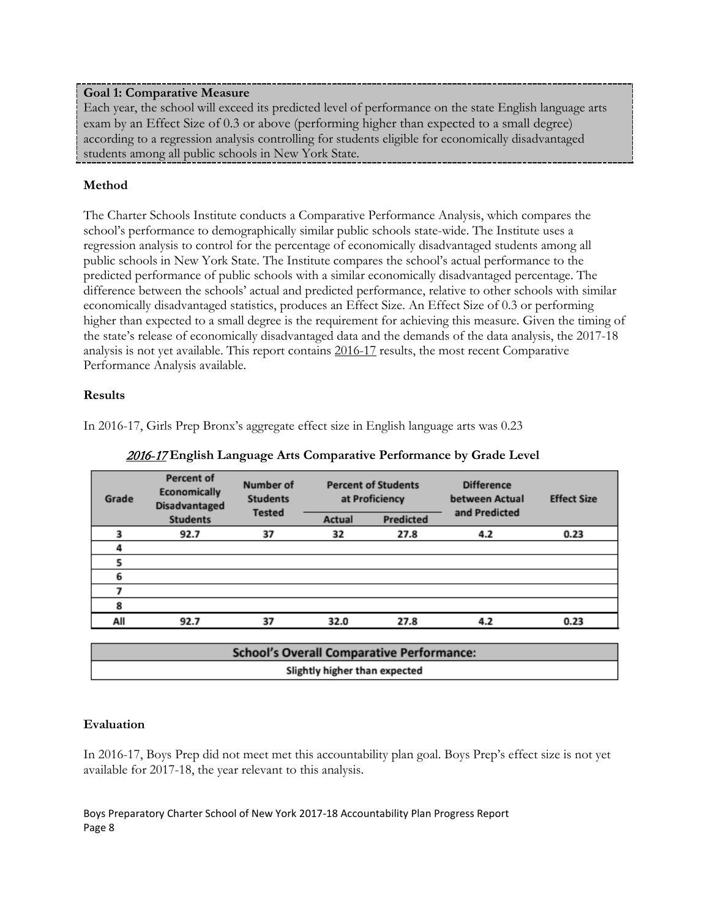**Goal 1: Comparative Measure**

Each year, the school will exceed its predicted level of performance on the state English language arts exam by an Effect Size of 0.3 or above (performing higher than expected to a small degree) according to a regression analysis controlling for students eligible for economically disadvantaged students among all public schools in New York State.

**Method**

The Charter Schools Institute conducts a Comparative Performance Analysis, which compares the school's performance to demographically similar public schools state-wide. The Institute uses a regression analysis to control for the percentage of economically disadvantaged students among all public schools in New York State. The Institute compares the school's actual performance to the predicted performance of public schools with a similar economically disadvantaged percentage. The difference between the schools' actual and predicted performance, relative to other schools with similar economically disadvantaged statistics, produces an Effect Size. An Effect Size of 0.3 or performing higher than expected to a small degree is the requirement for achieving this measure. Given the timing of the state's release of economically disadvantaged data and the demands of the data analysis, the 2017-18 analysis is not yet available. This report contains 2016-17 results, the most recent Comparative Performance Analysis available.

**Results**

In 2016-17, Girls Prep Bronx's aggregate effect size in English language arts was 0.23

**2016-17 English Language Arts Comparative Performance by Grade Level**

| Grade | Percent of Economically Disadvantaged Students | Number of Students Tested | Percent of Students at Proficiency | | Difference between Actual and Predicted | Effect Size |
|---|---|---|---|---|---|---|
| | | | Actual | Predicted | | |
| 3 | 92.7 | 37 | 32 | 27.8 | 4.2 | 0.23 |
| 4 | | | | | | |
| 5 | | | | | | |
| 6 | | | | | | |
| 7 | | | | | | |
| 8 | | | | | | |
| All | 92.7 | 37 | 32.0 | 27.8 | 4.2 | 0.23 |

| School's Overall Comparative Performance: |
|---|
| Slightly higher than expected |

**Evaluation**

In 2016-17, Boys Prep did not meet met this accountability plan goal. Boys Prep's effect size is not yet available for 2017-18, the year relevant to this analysis.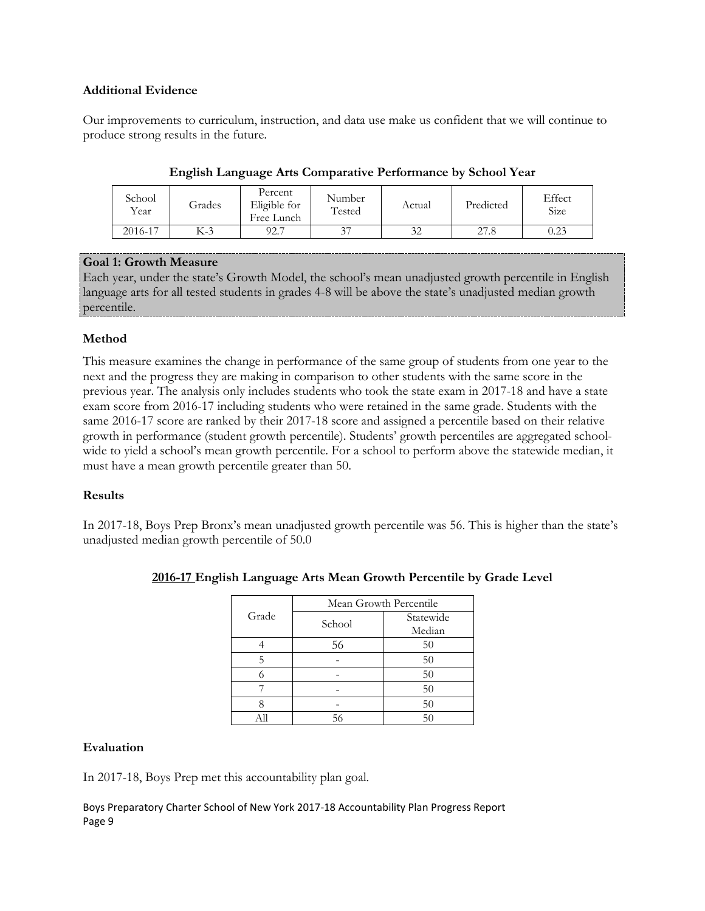### Additional Evidence

Our improvements to curriculum, instruction, and data use make us confident that we will continue to produce strong results in the future.

**English Language Arts Comparative Performance by School Year**

| School Year | Grades | Percent Eligible for Free Lunch | Number Tested | Actual | Predicted | Effect Size |
|---|---|---|---|---|---|---|
| 2016-17 | K-3 | 92.7 | 37 | 32 | 27.8 | 0.23 |

**Goal 1: Growth Measure**

Each year, under the state's Growth Model, the school's mean unadjusted growth percentile in English language arts for all tested students in grades 4-8 will be above the state's unadjusted median growth percentile.

### Method

This measure examines the change in performance of the same group of students from one year to the next and the progress they are making in comparison to other students with the same score in the previous year. The analysis only includes students who took the state exam in 2017-18 and have a state exam score from 2016-17 including students who were retained in the same grade. Students with the same 2016-17 score are ranked by their 2017-18 score and assigned a percentile based on their relative growth in performance (student growth percentile). Students' growth percentiles are aggregated school-wide to yield a school's mean growth percentile. For a school to perform above the statewide median, it must have a mean growth percentile greater than 50.

### Results

In 2017-18, Boys Prep Bronx's mean unadjusted growth percentile was 56. This is higher than the state's unadjusted median growth percentile of 50.0

**2016-17 English Language Arts Mean Growth Percentile by Grade Level**

| Grade | Mean Growth Percentile | |
|---|---|---|
| | School | Statewide Median |
| 4 | 56 | 50 |
| 5 | - | 50 |
| 6 | - | 50 |
| 7 | - | 50 |
| 8 | - | 50 |
| All | 56 | 50 |

### Evaluation

In 2017-18, Boys Prep met this accountability plan goal.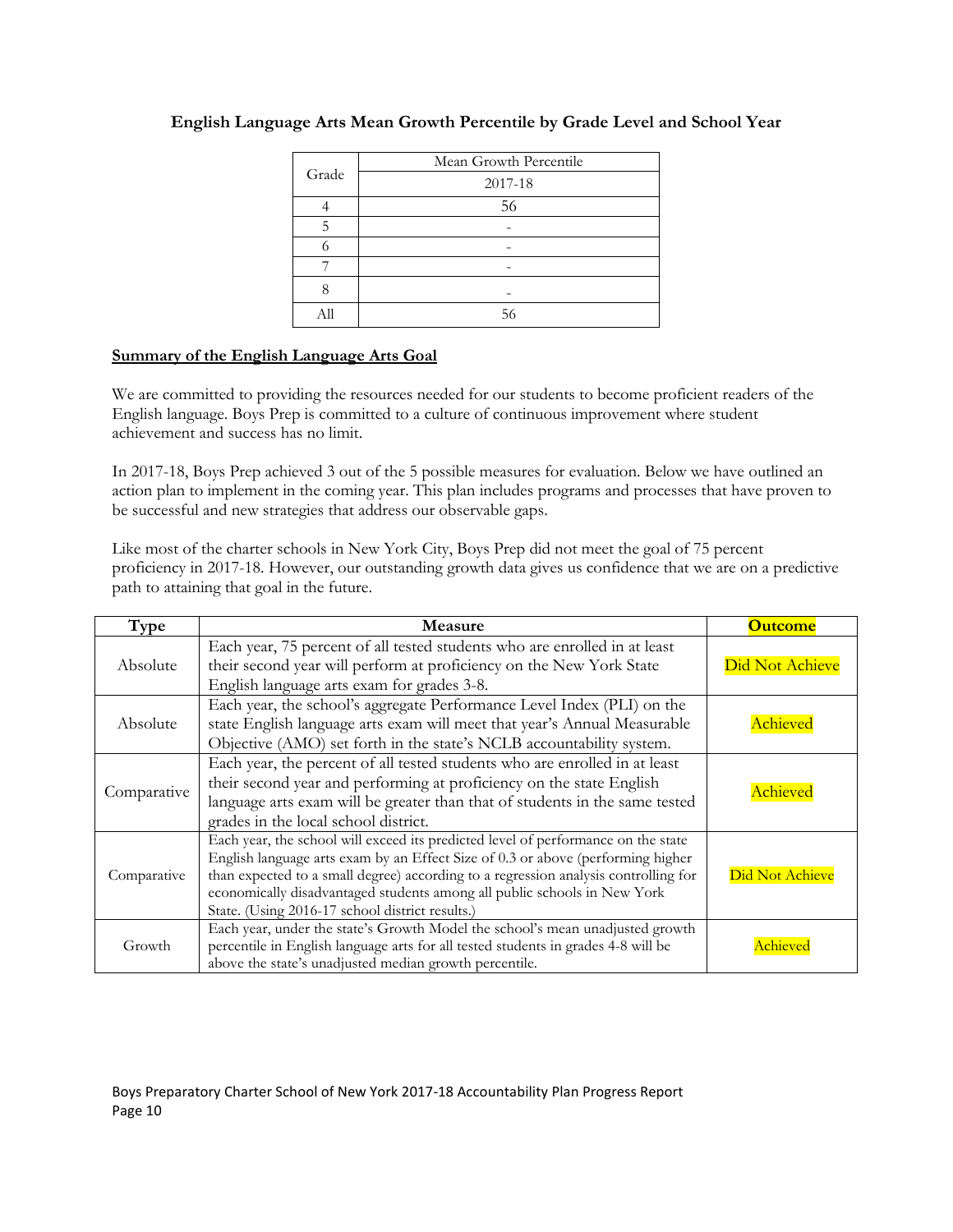**English Language Arts Mean Growth Percentile by Grade Level and School Year**

| Grade | Mean Growth Percentile |
|---|---|
| | 2017-18 |
| 4 | 56 |
| 5 | - |
| 6 | - |
| 7 | - |
| 8 | - |
| All | 56 |

**Summary of the English Language Arts Goal**

We are committed to providing the resources needed for our students to become proficient readers of the English language. Boys Prep is committed to a culture of continuous improvement where student achievement and success has no limit.

In 2017-18, Boys Prep achieved 3 out of the 5 possible measures for evaluation. Below we have outlined an action plan to implement in the coming year. This plan includes programs and processes that have proven to be successful and new strategies that address our observable gaps.

Like most of the charter schools in New York City, Boys Prep did not meet the goal of 75 percent proficiency in 2017-18. However, our outstanding growth data gives us confidence that we are on a predictive path to attaining that goal in the future.

| Type | Measure | Outcome |
|---|---|---|
| Absolute | Each year, 75 percent of all tested students who are enrolled in at least their second year will perform at proficiency on the New York State English language arts exam for grades 3-8. | Did Not Achieve |
| Absolute | Each year, the school's aggregate Performance Level Index (PLI) on the state English language arts exam will meet that year's Annual Measurable Objective (AMO) set forth in the state's NCLB accountability system. | Achieved |
| Comparative | Each year, the percent of all tested students who are enrolled in at least their second year and performing at proficiency on the state English language arts exam will be greater than that of students in the same tested grades in the local school district. | Achieved |
| Comparative | Each year, the school will exceed its predicted level of performance on the state English language arts exam by an Effect Size of 0.3 or above (performing higher than expected to a small degree) according to a regression analysis controlling for economically disadvantaged students among all public schools in New York State. (Using 2016-17 school district results.) | Did Not Achieve |
| Growth | Each year, under the state's Growth Model the school's mean unadjusted growth percentile in English language arts for all tested students in grades 4-8 will be above the state's unadjusted median growth percentile. | Achieved |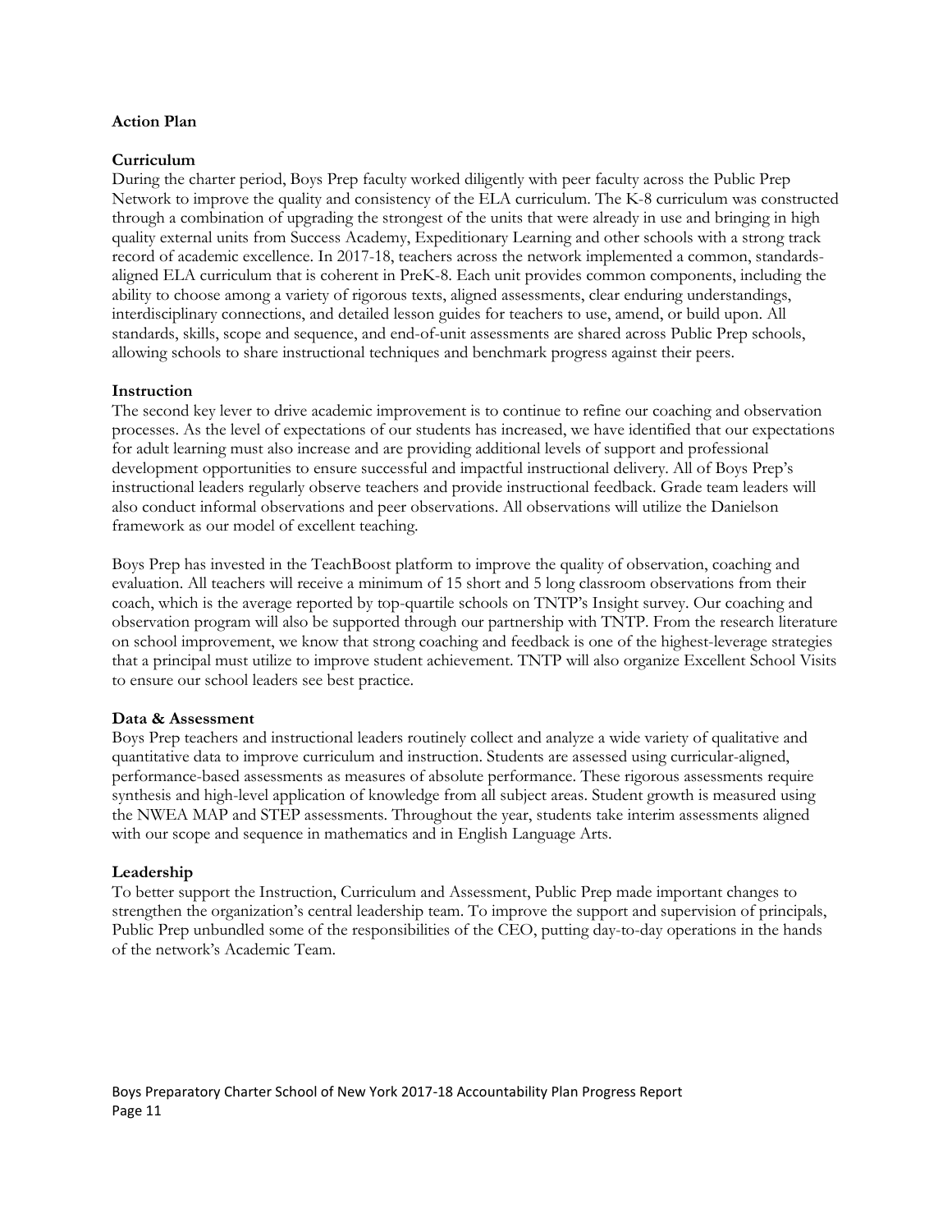**Action Plan**

**Curriculum**

During the charter period, Boys Prep faculty worked diligently with peer faculty across the Public Prep Network to improve the quality and consistency of the ELA curriculum. The K-8 curriculum was constructed through a combination of upgrading the strongest of the units that were already in use and bringing in high quality external units from Success Academy, Expeditionary Learning and other schools with a strong track record of academic excellence. In 2017-18, teachers across the network implemented a common, standards-aligned ELA curriculum that is coherent in PreK-8. Each unit provides common components, including the ability to choose among a variety of rigorous texts, aligned assessments, clear enduring understandings, interdisciplinary connections, and detailed lesson guides for teachers to use, amend, or build upon. All standards, skills, scope and sequence, and end-of-unit assessments are shared across Public Prep schools, allowing schools to share instructional techniques and benchmark progress against their peers.

**Instruction**

The second key lever to drive academic improvement is to continue to refine our coaching and observation processes. As the level of expectations of our students has increased, we have identified that our expectations for adult learning must also increase and are providing additional levels of support and professional development opportunities to ensure successful and impactful instructional delivery. All of Boys Prep's instructional leaders regularly observe teachers and provide instructional feedback. Grade team leaders will also conduct informal observations and peer observations. All observations will utilize the Danielson framework as our model of excellent teaching.

Boys Prep has invested in the TeachBoost platform to improve the quality of observation, coaching and evaluation. All teachers will receive a minimum of 15 short and 5 long classroom observations from their coach, which is the average reported by top-quartile schools on TNTP's Insight survey. Our coaching and observation program will also be supported through our partnership with TNTP. From the research literature on school improvement, we know that strong coaching and feedback is one of the highest-leverage strategies that a principal must utilize to improve student achievement. TNTP will also organize Excellent School Visits to ensure our school leaders see best practice.

**Data & Assessment**

Boys Prep teachers and instructional leaders routinely collect and analyze a wide variety of qualitative and quantitative data to improve curriculum and instruction. Students are assessed using curricular-aligned, performance-based assessments as measures of absolute performance. These rigorous assessments require synthesis and high-level application of knowledge from all subject areas. Student growth is measured using the NWEA MAP and STEP assessments. Throughout the year, students take interim assessments aligned with our scope and sequence in mathematics and in English Language Arts.

**Leadership**

To better support the Instruction, Curriculum and Assessment, Public Prep made important changes to strengthen the organization's central leadership team. To improve the support and supervision of principals, Public Prep unbundled some of the responsibilities of the CEO, putting day-to-day operations in the hands of the network's Academic Team.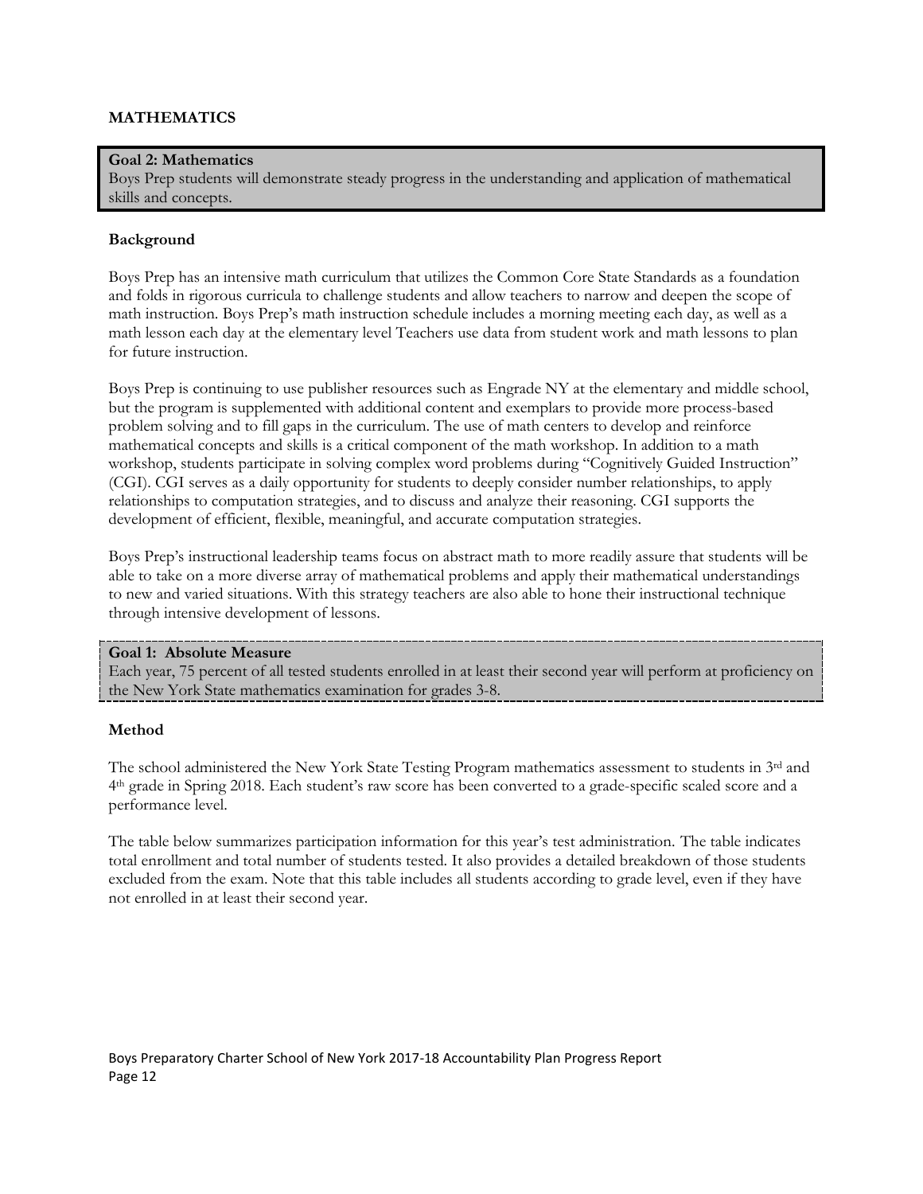## MATHEMATICS

**Goal 2: Mathematics**
Boys Prep students will demonstrate steady progress in the understanding and application of mathematical skills and concepts.

### Background

Boys Prep has an intensive math curriculum that utilizes the Common Core State Standards as a foundation and folds in rigorous curricula to challenge students and allow teachers to narrow and deepen the scope of math instruction. Boys Prep's math instruction schedule includes a morning meeting each day, as well as a math lesson each day at the elementary level Teachers use data from student work and math lessons to plan for future instruction.

Boys Prep is continuing to use publisher resources such as Engrade NY at the elementary and middle school, but the program is supplemented with additional content and exemplars to provide more process-based problem solving and to fill gaps in the curriculum. The use of math centers to develop and reinforce mathematical concepts and skills is a critical component of the math workshop. In addition to a math workshop, students participate in solving complex word problems during "Cognitively Guided Instruction" (CGI). CGI serves as a daily opportunity for students to deeply consider number relationships, to apply relationships to computation strategies, and to discuss and analyze their reasoning. CGI supports the development of efficient, flexible, meaningful, and accurate computation strategies.

Boys Prep's instructional leadership teams focus on abstract math to more readily assure that students will be able to take on a more diverse array of mathematical problems and apply their mathematical understandings to new and varied situations. With this strategy teachers are also able to hone their instructional technique through intensive development of lessons.

**Goal 1: Absolute Measure**
Each year, 75 percent of all tested students enrolled in at least their second year will perform at proficiency on the New York State mathematics examination for grades 3-8.

### Method

The school administered the New York State Testing Program mathematics assessment to students in 3rd and 4th grade in Spring 2018. Each student's raw score has been converted to a grade-specific scaled score and a performance level.

The table below summarizes participation information for this year's test administration. The table indicates total enrollment and total number of students tested. It also provides a detailed breakdown of those students excluded from the exam. Note that this table includes all students according to grade level, even if they have not enrolled in at least their second year.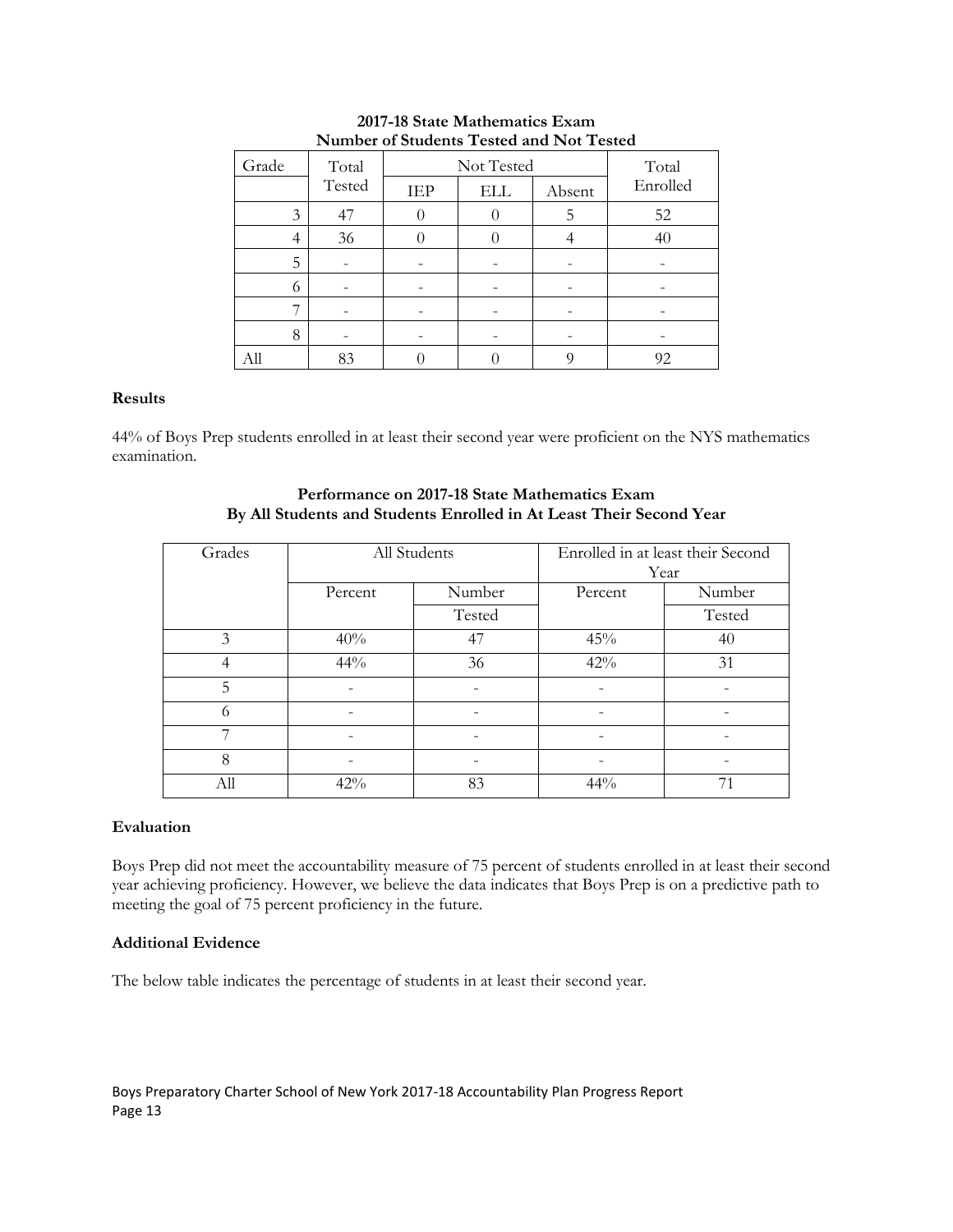**2017-18 State Mathematics Exam**
**Number of Students Tested and Not Tested**

| Grade | Total Tested | Not Tested | | | Total Enrolled |
|---|---|---|---|---|---|
| | | IEP | ELL | Absent | |
| 3 | 47 | 0 | 0 | 5 | 52 |
| 4 | 36 | 0 | 0 | 4 | 40 |
| 5 | - | - | - | - | - |
| 6 | - | - | - | - | - |
| 7 | - | - | - | - | - |
| 8 | - | - | - | - | - |
| All | 83 | 0 | 0 | 9 | 92 |

**Results**

44% of Boys Prep students enrolled in at least their second year were proficient on the NYS mathematics examination.

**Performance on 2017-18 State Mathematics Exam**
**By All Students and Students Enrolled in At Least Their Second Year**

| Grades | All Students | | Enrolled in at least their Second Year | |
|---|---|---|---|---|
| | Percent | Number Tested | Percent | Number Tested |
| 3 | 40% | 47 | 45% | 40 |
| 4 | 44% | 36 | 42% | 31 |
| 5 | - | - | - | - |
| 6 | - | - | - | - |
| 7 | - | - | - | - |
| 8 | - | - | - | - |
| All | 42% | 83 | 44% | 71 |

**Evaluation**

Boys Prep did not meet the accountability measure of 75 percent of students enrolled in at least their second year achieving proficiency. However, we believe the data indicates that Boys Prep is on a predictive path to meeting the goal of 75 percent proficiency in the future.

**Additional Evidence**

The below table indicates the percentage of students in at least their second year.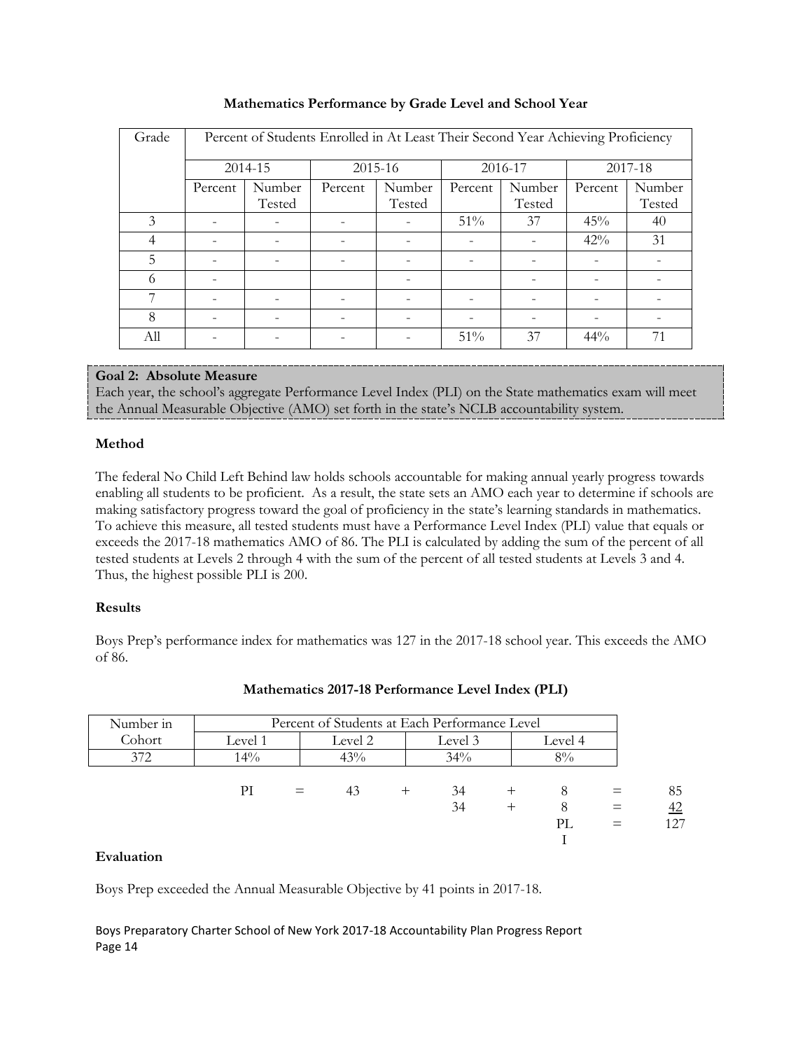**Mathematics Performance by Grade Level and School Year**

| Grade | Percent of Students Enrolled in At Least Their Second Year Achieving Proficiency | | | | | | | |
|---|---|---|---|---|---|---|---|---|
| | 2014-15 | | 2015-16 | | 2016-17 | | 2017-18 | |
| | Percent | Number Tested | Percent | Number Tested | Percent | Number Tested | Percent | Number Tested |
| 3 | - | - | - | - | 51% | 37 | 45% | 40 |
| 4 | - | - | - | - | - | - | 42% | 31 |
| 5 | - | - | - | - | - | - | - | - |
| 6 | - | | | - | | - | - | - |
| 7 | - | - | - | - | - | - | - | - |
| 8 | - | - | - | - | - | - | - | - |
| All | - | - | - | - | 51% | 37 | 44% | 71 |

**Goal 2: Absolute Measure**
Each year, the school's aggregate Performance Level Index (PLI) on the State mathematics exam will meet the Annual Measurable Objective (AMO) set forth in the state's NCLB accountability system.

**Method**

The federal No Child Left Behind law holds schools accountable for making annual yearly progress towards enabling all students to be proficient. As a result, the state sets an AMO each year to determine if schools are making satisfactory progress toward the goal of proficiency in the state's learning standards in mathematics. To achieve this measure, all tested students must have a Performance Level Index (PLI) value that equals or exceeds the 2017-18 mathematics AMO of 86. The PLI is calculated by adding the sum of the percent of all tested students at Levels 2 through 4 with the sum of the percent of all tested students at Levels 3 and 4. Thus, the highest possible PLI is 200.

**Results**

Boys Prep's performance index for mathematics was 127 in the 2017-18 school year. This exceeds the AMO of 86.

**Mathematics 2017-18 Performance Level Index (PLI)**

| Number in Cohort | Percent of Students at Each Performance Level | | | |
|---|---|---|---|---|
| | Level 1 | Level 2 | Level 3 | Level 4 |
| 372 | 14% | 43% | 34% | 8% |

| | | | | | | | | |
|---|---|---|---|---|---|---|---|---|
| PI | = | 43 | + | 34 | + | 8 | = | 85 |
| | | | | 34 | + | 8 | = | 42 |
| | | | | | | PLI | = | 127 |

**Evaluation**

Boys Prep exceeded the Annual Measurable Objective by 41 points in 2017-18.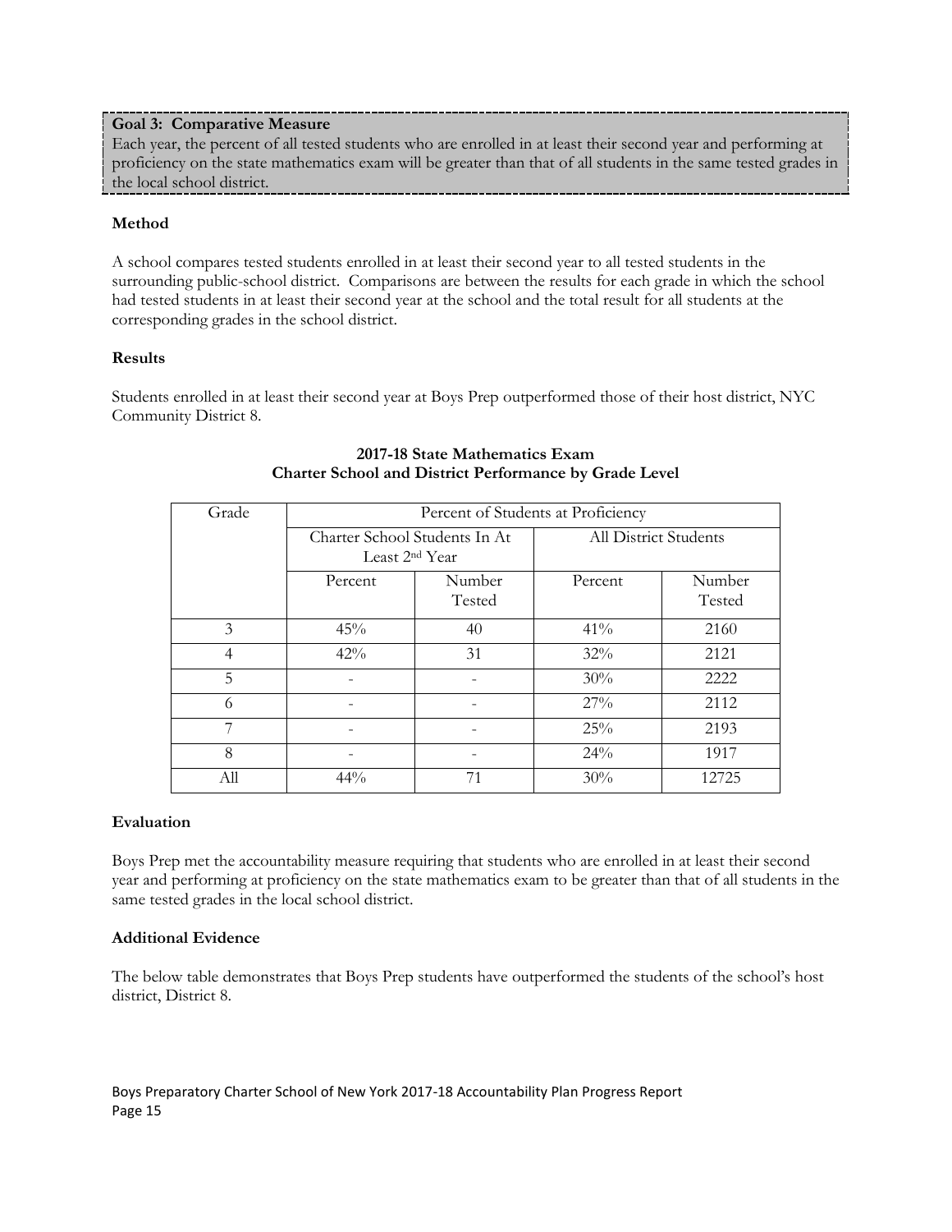**Goal 3: Comparative Measure**
Each year, the percent of all tested students who are enrolled in at least their second year and performing at proficiency on the state mathematics exam will be greater than that of all students in the same tested grades in the local school district.

**Method**

A school compares tested students enrolled in at least their second year to all tested students in the surrounding public-school district. Comparisons are between the results for each grade in which the school had tested students in at least their second year at the school and the total result for all students at the corresponding grades in the school district.

**Results**

Students enrolled in at least their second year at Boys Prep outperformed those of their host district, NYC Community District 8.

**2017-18 State Mathematics Exam**
**Charter School and District Performance by Grade Level**

| Grade | Percent of Students at Proficiency | | | |
|---|---|---|---|---|
| | Charter School Students In At Least 2nd Year | | All District Students | |
| | Percent | Number Tested | Percent | Number Tested |
| 3 | 45% | 40 | 41% | 2160 |
| 4 | 42% | 31 | 32% | 2121 |
| 5 | - | - | 30% | 2222 |
| 6 | - | - | 27% | 2112 |
| 7 | - | - | 25% | 2193 |
| 8 | - | - | 24% | 1917 |
| All | 44% | 71 | 30% | 12725 |

**Evaluation**

Boys Prep met the accountability measure requiring that students who are enrolled in at least their second year and performing at proficiency on the state mathematics exam to be greater than that of all students in the same tested grades in the local school district.

**Additional Evidence**

The below table demonstrates that Boys Prep students have outperformed the students of the school's host district, District 8.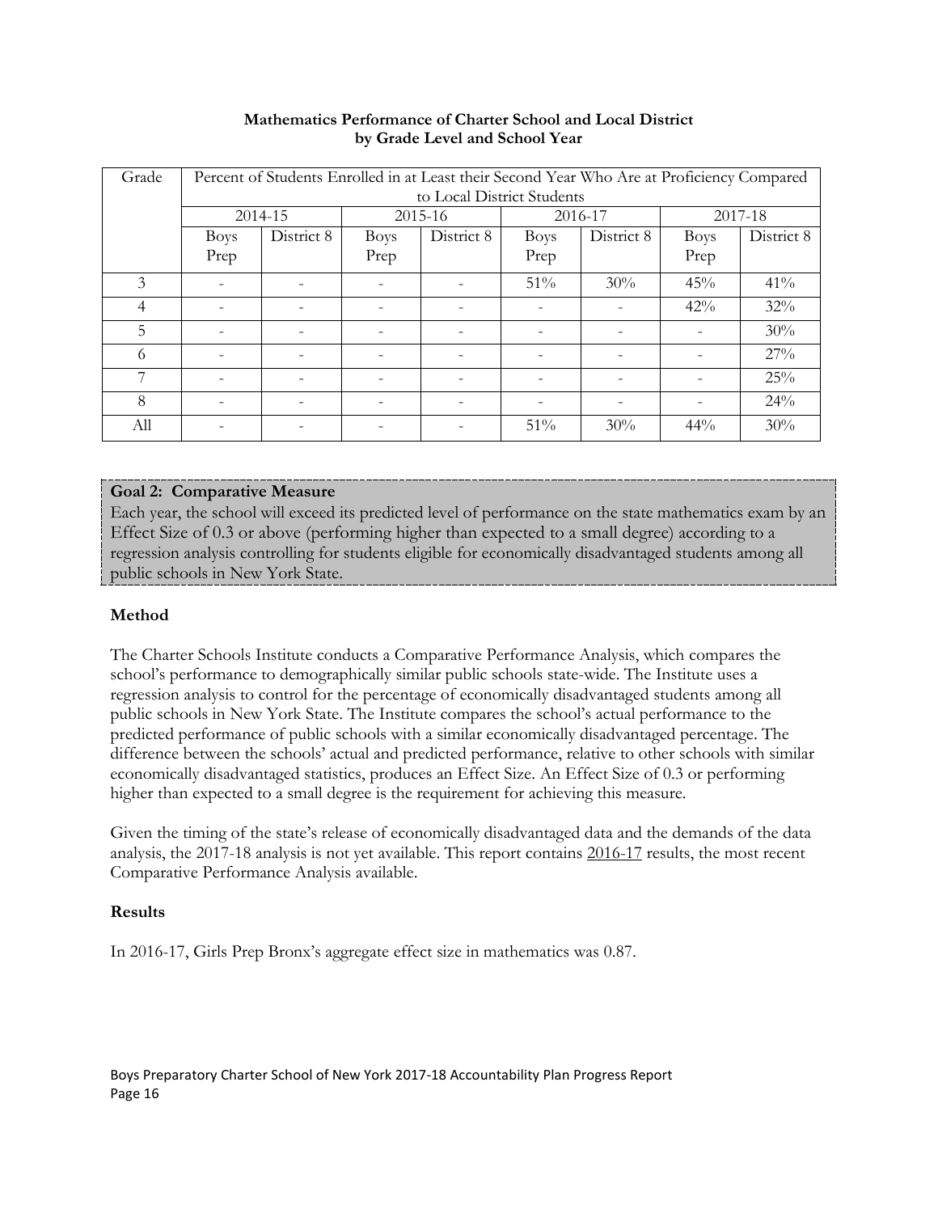**Mathematics Performance of Charter School and Local District by Grade Level and School Year**

| Grade | Percent of Students Enrolled in at Least their Second Year Who Are at Proficiency Compared to Local District Students | | | | | | | |
|---|---|---|---|---|---|---|---|---|
| | 2014-15 | | 2015-16 | | 2016-17 | | 2017-18 | |
| | Boys Prep | District 8 | Boys Prep | District 8 | Boys Prep | District 8 | Boys Prep | District 8 |
| 3 | - | - | - | - | 51% | 30% | 45% | 41% |
| 4 | - | - | - | - | - | - | 42% | 32% |
| 5 | - | - | - | - | - | - | - | 30% |
| 6 | - | - | - | - | - | - | - | 27% |
| 7 | - | - | - | - | - | - | - | 25% |
| 8 | - | - | - | - | - | - | - | 24% |
| All | - | - | - | - | 51% | 30% | 44% | 30% |

**Goal 2: Comparative Measure**
Each year, the school will exceed its predicted level of performance on the state mathematics exam by an Effect Size of 0.3 or above (performing higher than expected to a small degree) according to a regression analysis controlling for students eligible for economically disadvantaged students among all public schools in New York State.

**Method**

The Charter Schools Institute conducts a Comparative Performance Analysis, which compares the school's performance to demographically similar public schools state-wide. The Institute uses a regression analysis to control for the percentage of economically disadvantaged students among all public schools in New York State. The Institute compares the school's actual performance to the predicted performance of public schools with a similar economically disadvantaged percentage. The difference between the schools' actual and predicted performance, relative to other schools with similar economically disadvantaged statistics, produces an Effect Size. An Effect Size of 0.3 or performing higher than expected to a small degree is the requirement for achieving this measure.

Given the timing of the state's release of economically disadvantaged data and the demands of the data analysis, the 2017-18 analysis is not yet available. This report contains 2016-17 results, the most recent Comparative Performance Analysis available.

**Results**

In 2016-17, Girls Prep Bronx's aggregate effect size in mathematics was 0.87.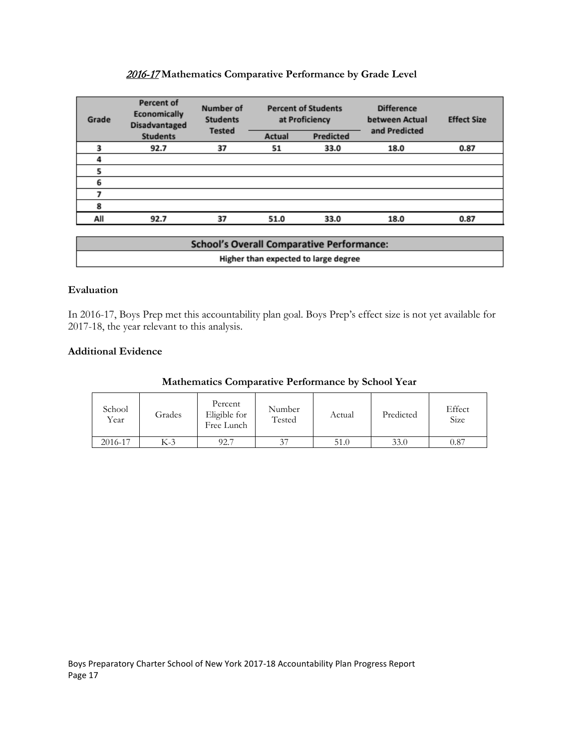### *2016-17* Mathematics Comparative Performance by Grade Level

| Grade | Percent of Economically Disadvantaged Students | Number of Students Tested | Percent of Students at Proficiency | | Difference between Actual and Predicted | Effect Size |
|---|---|---|---|---|---|---|
| | | | Actual | Predicted | | |
| 3 | 92.7 | 37 | 51 | 33.0 | 18.0 | 0.87 |
| 4 | | | | | | |
| 5 | | | | | | |
| 6 | | | | | | |
| 7 | | | | | | |
| 8 | | | | | | |
| All | 92.7 | 37 | 51.0 | 33.0 | 18.0 | 0.87 |

| School's Overall Comparative Performance: |
|---|
| Higher than expected to large degree |

**Evaluation**

In 2016-17, Boys Prep met this accountability plan goal. Boys Prep's effect size is not yet available for 2017-18, the year relevant to this analysis.

**Additional Evidence**

**Mathematics Comparative Performance by School Year**

| School Year | Grades | Percent Eligible for Free Lunch | Number Tested | Actual | Predicted | Effect Size |
|---|---|---|---|---|---|---|
| 2016-17 | K-3 | 92.7 | 37 | 51.0 | 33.0 | 0.87 |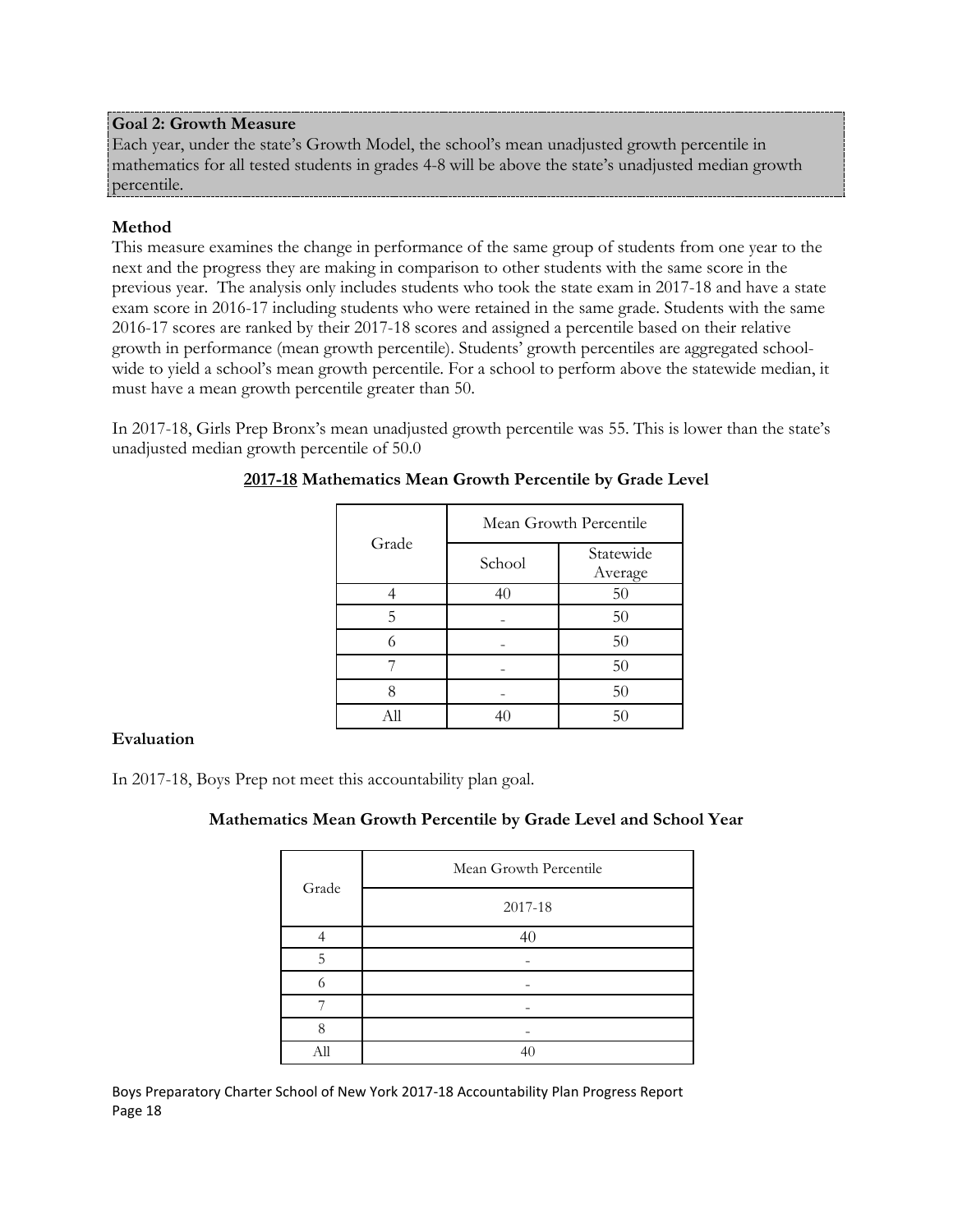**Goal 2: Growth Measure**
Each year, under the state's Growth Model, the school's mean unadjusted growth percentile in mathematics for all tested students in grades 4-8 will be above the state's unadjusted median growth percentile.

**Method**

This measure examines the change in performance of the same group of students from one year to the next and the progress they are making in comparison to other students with the same score in the previous year. The analysis only includes students who took the state exam in 2017-18 and have a state exam score in 2016-17 including students who were retained in the same grade. Students with the same 2016-17 scores are ranked by their 2017-18 scores and assigned a percentile based on their relative growth in performance (mean growth percentile). Students' growth percentiles are aggregated school-wide to yield a school's mean growth percentile. For a school to perform above the statewide median, it must have a mean growth percentile greater than 50.

In 2017-18, Girls Prep Bronx's mean unadjusted growth percentile was 55. This is lower than the state's unadjusted median growth percentile of 50.0

**2017-18 Mathematics Mean Growth Percentile by Grade Level**

| Grade | Mean Growth Percentile | |
|---|---|---|
| | School | Statewide Average |
| 4 | 40 | 50 |
| 5 | - | 50 |
| 6 | - | 50 |
| 7 | - | 50 |
| 8 | - | 50 |
| All | 40 | 50 |

**Evaluation**

In 2017-18, Boys Prep not meet this accountability plan goal.

**Mathematics Mean Growth Percentile by Grade Level and School Year**

| Grade | Mean Growth Percentile |
|---|---|
| | 2017-18 |
| 4 | 40 |
| 5 | - |
| 6 | - |
| 7 | - |
| 8 | - |
| All | 40 |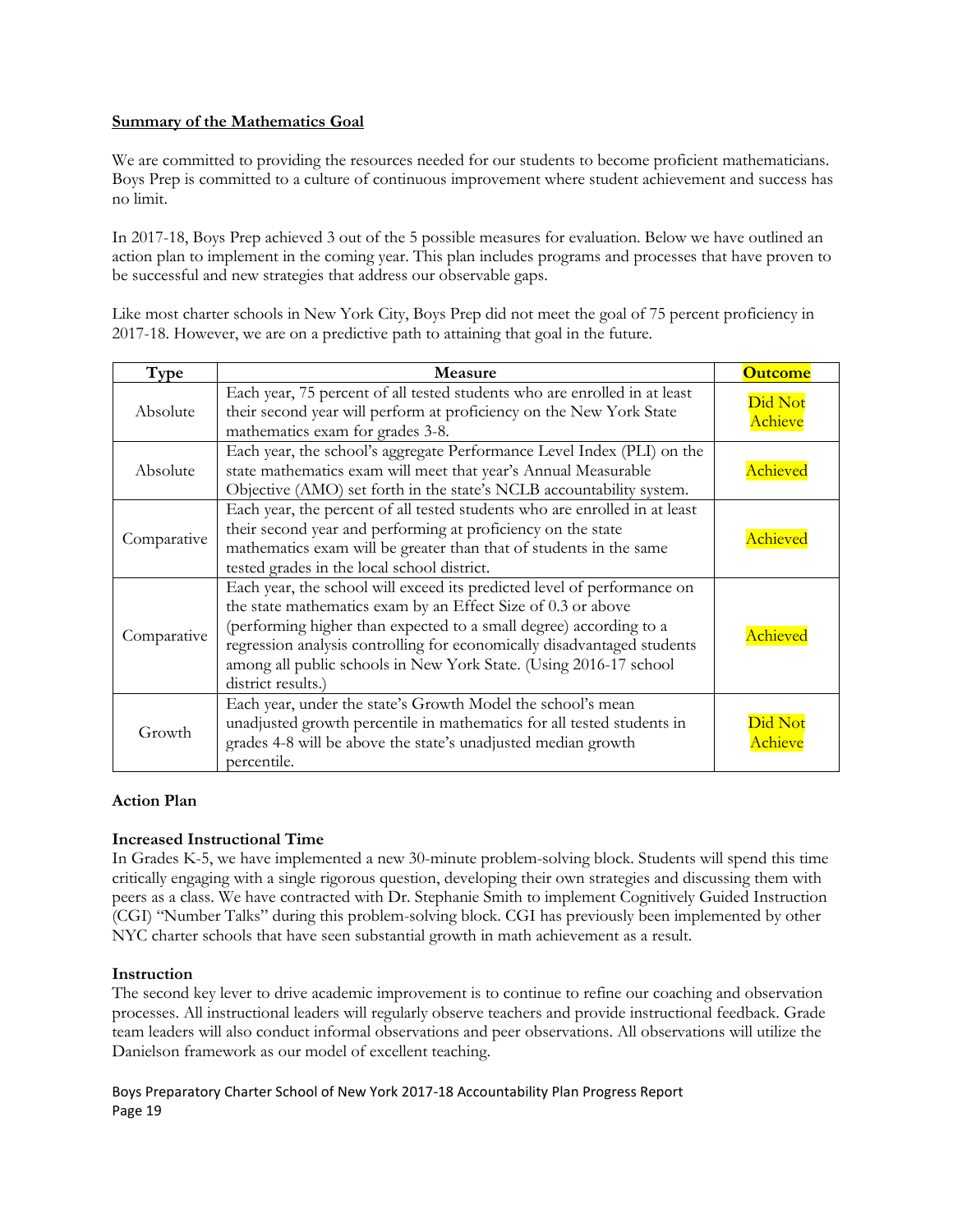**Summary of the Mathematics Goal**

We are committed to providing the resources needed for our students to become proficient mathematicians. Boys Prep is committed to a culture of continuous improvement where student achievement and success has no limit.

In 2017-18, Boys Prep achieved 3 out of the 5 possible measures for evaluation. Below we have outlined an action plan to implement in the coming year. This plan includes programs and processes that have proven to be successful and new strategies that address our observable gaps.

Like most charter schools in New York City, Boys Prep did not meet the goal of 75 percent proficiency in 2017-18. However, we are on a predictive path to attaining that goal in the future.

| Type | Measure | Outcome |
|---|---|---|
| Absolute | Each year, 75 percent of all tested students who are enrolled in at least their second year will perform at proficiency on the New York State mathematics exam for grades 3-8. | Did Not Achieve |
| Absolute | Each year, the school's aggregate Performance Level Index (PLI) on the state mathematics exam will meet that year's Annual Measurable Objective (AMO) set forth in the state's NCLB accountability system. | Achieved |
| Comparative | Each year, the percent of all tested students who are enrolled in at least their second year and performing at proficiency on the state mathematics exam will be greater than that of students in the same tested grades in the local school district. | Achieved |
| Comparative | Each year, the school will exceed its predicted level of performance on the state mathematics exam by an Effect Size of 0.3 or above (performing higher than expected to a small degree) according to a regression analysis controlling for economically disadvantaged students among all public schools in New York State. (Using 2016-17 school district results.) | Achieved |
| Growth | Each year, under the state's Growth Model the school's mean unadjusted growth percentile in mathematics for all tested students in grades 4-8 will be above the state's unadjusted median growth percentile. | Did Not Achieve |

**Action Plan**

**Increased Instructional Time**

In Grades K-5, we have implemented a new 30-minute problem-solving block. Students will spend this time critically engaging with a single rigorous question, developing their own strategies and discussing them with peers as a class. We have contracted with Dr. Stephanie Smith to implement Cognitively Guided Instruction (CGI) "Number Talks" during this problem-solving block. CGI has previously been implemented by other NYC charter schools that have seen substantial growth in math achievement as a result.

**Instruction**

The second key lever to drive academic improvement is to continue to refine our coaching and observation processes. All instructional leaders will regularly observe teachers and provide instructional feedback. Grade team leaders will also conduct informal observations and peer observations. All observations will utilize the Danielson framework as our model of excellent teaching.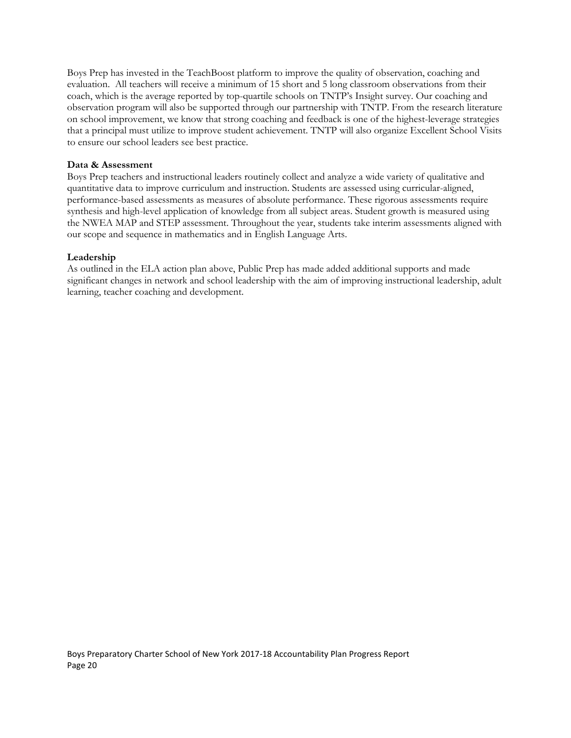Boys Prep has invested in the TeachBoost platform to improve the quality of observation, coaching and evaluation. All teachers will receive a minimum of 15 short and 5 long classroom observations from their coach, which is the average reported by top-quartile schools on TNTP's Insight survey. Our coaching and observation program will also be supported through our partnership with TNTP. From the research literature on school improvement, we know that strong coaching and feedback is one of the highest-leverage strategies that a principal must utilize to improve student achievement. TNTP will also organize Excellent School Visits to ensure our school leaders see best practice.

**Data & Assessment**

Boys Prep teachers and instructional leaders routinely collect and analyze a wide variety of qualitative and quantitative data to improve curriculum and instruction. Students are assessed using curricular-aligned, performance-based assessments as measures of absolute performance. These rigorous assessments require synthesis and high-level application of knowledge from all subject areas. Student growth is measured using the NWEA MAP and STEP assessment. Throughout the year, students take interim assessments aligned with our scope and sequence in mathematics and in English Language Arts.

**Leadership**

As outlined in the ELA action plan above, Public Prep has made added additional supports and made significant changes in network and school leadership with the aim of improving instructional leadership, adult learning, teacher coaching and development.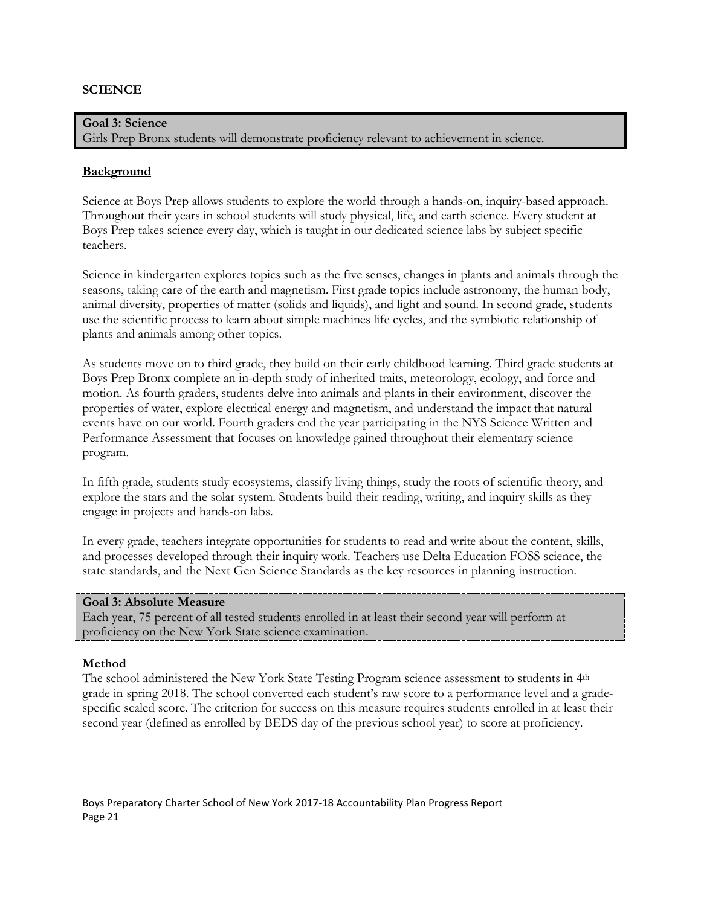## SCIENCE

**Goal 3: Science**
Girls Prep Bronx students will demonstrate proficiency relevant to achievement in science.

**Background**

Science at Boys Prep allows students to explore the world through a hands-on, inquiry-based approach. Throughout their years in school students will study physical, life, and earth science. Every student at Boys Prep takes science every day, which is taught in our dedicated science labs by subject specific teachers.

Science in kindergarten explores topics such as the five senses, changes in plants and animals through the seasons, taking care of the earth and magnetism. First grade topics include astronomy, the human body, animal diversity, properties of matter (solids and liquids), and light and sound. In second grade, students use the scientific process to learn about simple machines life cycles, and the symbiotic relationship of plants and animals among other topics.

As students move on to third grade, they build on their early childhood learning. Third grade students at Boys Prep Bronx complete an in-depth study of inherited traits, meteorology, ecology, and force and motion. As fourth graders, students delve into animals and plants in their environment, discover the properties of water, explore electrical energy and magnetism, and understand the impact that natural events have on our world. Fourth graders end the year participating in the NYS Science Written and Performance Assessment that focuses on knowledge gained throughout their elementary science program.

In fifth grade, students study ecosystems, classify living things, study the roots of scientific theory, and explore the stars and the solar system. Students build their reading, writing, and inquiry skills as they engage in projects and hands-on labs.

In every grade, teachers integrate opportunities for students to read and write about the content, skills, and processes developed through their inquiry work. Teachers use Delta Education FOSS science, the state standards, and the Next Gen Science Standards as the key resources in planning instruction.

**Goal 3: Absolute Measure**
Each year, 75 percent of all tested students enrolled in at least their second year will perform at proficiency on the New York State science examination.

**Method**

The school administered the New York State Testing Program science assessment to students in 4th grade in spring 2018. The school converted each student's raw score to a performance level and a grade-specific scaled score. The criterion for success on this measure requires students enrolled in at least their second year (defined as enrolled by BEDS day of the previous school year) to score at proficiency.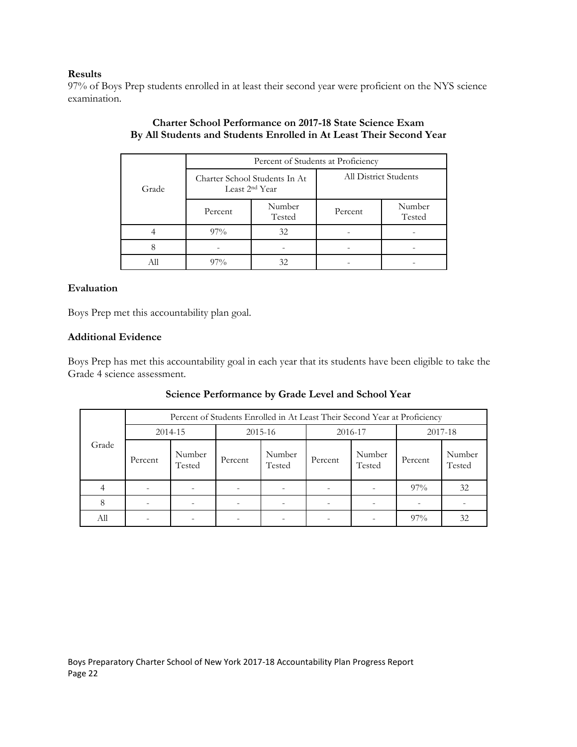**Results**

97% of Boys Prep students enrolled in at least their second year were proficient on the NYS science examination.

**Charter School Performance on 2017-18 State Science Exam**
**By All Students and Students Enrolled in At Least Their Second Year**

| Grade | Percent of Students at Proficiency | | | |
|---|---|---|---|---|
| | Charter School Students In At Least 2nd Year | | All District Students | |
| | Percent | Number Tested | Percent | Number Tested |
| 4 | 97% | 32 | - | - |
| 8 | - | - | - | - |
| All | 97% | 32 | - | - |

**Evaluation**

Boys Prep met this accountability plan goal.

**Additional Evidence**

Boys Prep has met this accountability goal in each year that its students have been eligible to take the Grade 4 science assessment.

**Science Performance by Grade Level and School Year**

| Grade | Percent of Students Enrolled in At Least Their Second Year at Proficiency | | | | | | | |
|---|---|---|---|---|---|---|---|---|
| | 2014-15 | | 2015-16 | | 2016-17 | | 2017-18 | |
| | Percent | Number Tested | Percent | Number Tested | Percent | Number Tested | Percent | Number Tested |
| 4 | - | - | - | - | - | - | 97% | 32 |
| 8 | - | - | - | - | - | - | - | - |
| All | - | - | - | - | - | - | 97% | 32 |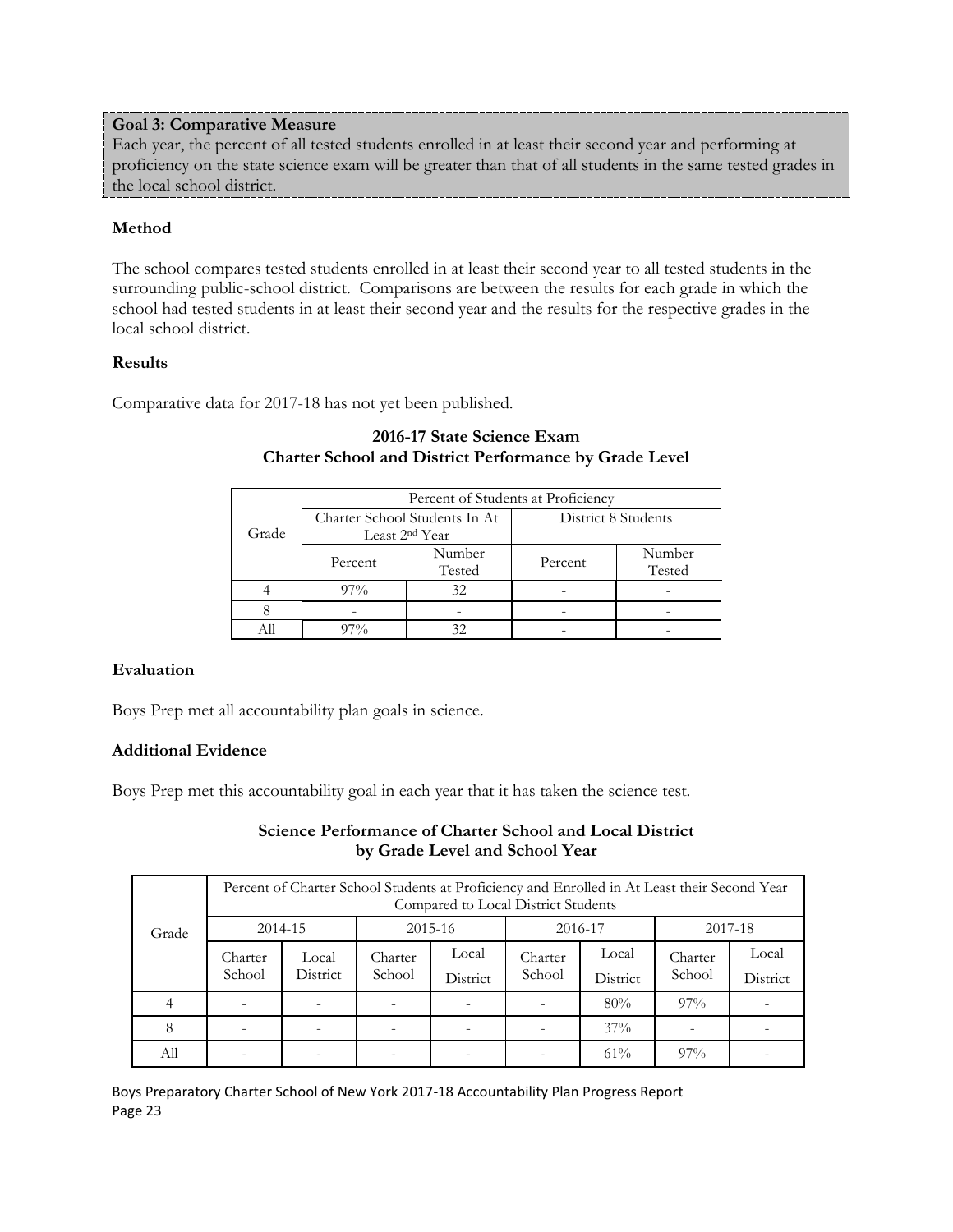**Goal 3: Comparative Measure**

Each year, the percent of all tested students enrolled in at least their second year and performing at proficiency on the state science exam will be greater than that of all students in the same tested grades in the local school district.

### Method

The school compares tested students enrolled in at least their second year to all tested students in the surrounding public-school district. Comparisons are between the results for each grade in which the school had tested students in at least their second year and the results for the respective grades in the local school district.

### Results

Comparative data for 2017-18 has not yet been published.

**2016-17 State Science Exam**
**Charter School and District Performance by Grade Level**

| Grade | Percent of Students at Proficiency | | | |
|---|---|---|---|---|
| | Charter School Students In At Least 2nd Year | | District 8 Students | |
| | Percent | Number Tested | Percent | Number Tested |
| 4 | 97% | 32 | - | - |
| 8 | - | - | - | - |
| All | 97% | 32 | - | - |

### Evaluation

Boys Prep met all accountability plan goals in science.

### Additional Evidence

Boys Prep met this accountability goal in each year that it has taken the science test.

**Science Performance of Charter School and Local District**
**by Grade Level and School Year**

| Grade | Percent of Charter School Students at Proficiency and Enrolled in At Least their Second Year Compared to Local District Students | | | | | | | |
|---|---|---|---|---|---|---|---|---|
| | 2014-15 | | 2015-16 | | 2016-17 | | 2017-18 | |
| | Charter School | Local District | Charter School | Local District | Charter School | Local District | Charter School | Local District |
| 4 | - | - | - | - | - | 80% | 97% | - |
| 8 | - | - | - | - | - | 37% | - | - |
| All | - | - | - | - | - | 61% | 97% | - |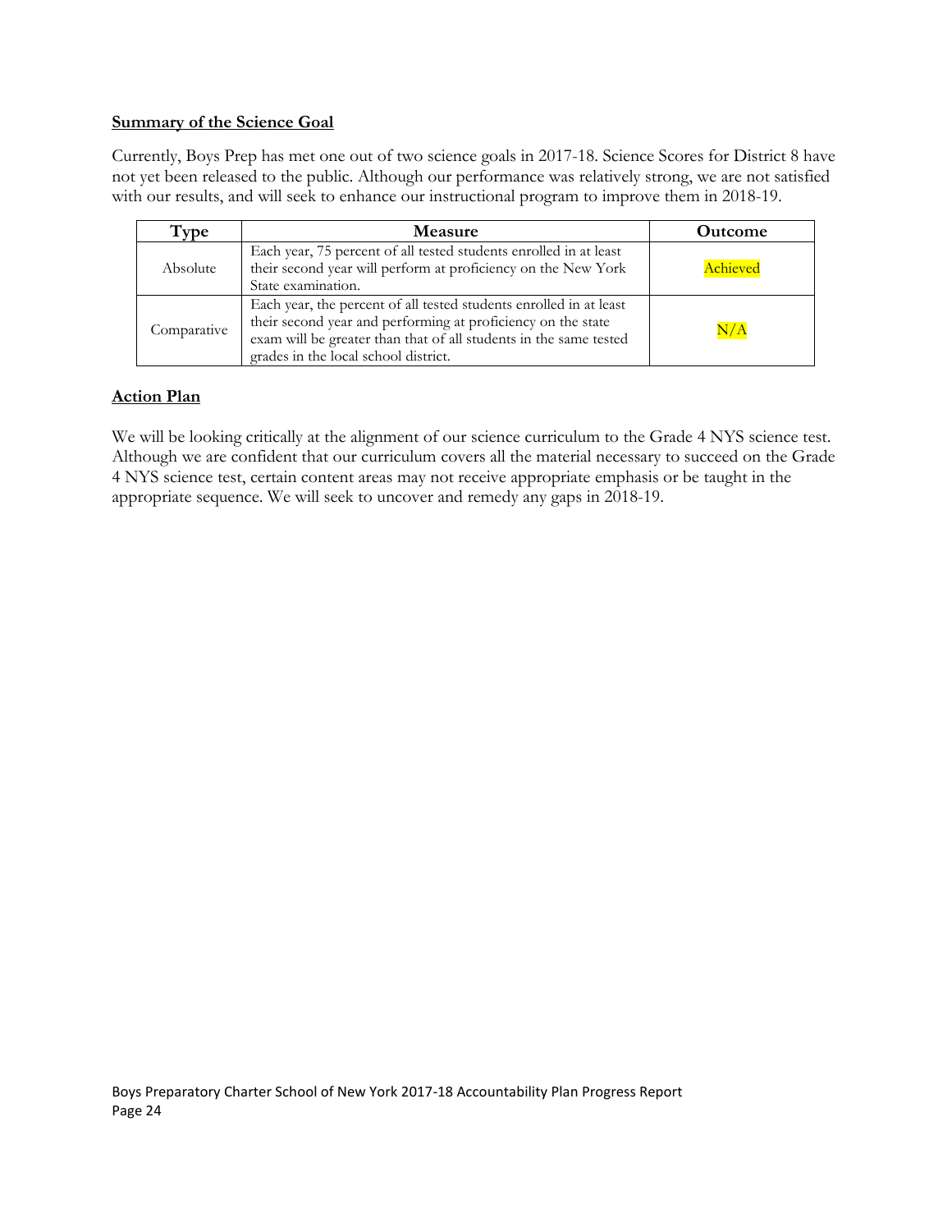**Summary of the Science Goal**

Currently, Boys Prep has met one out of two science goals in 2017-18. Science Scores for District 8 have not yet been released to the public. Although our performance was relatively strong, we are not satisfied with our results, and will seek to enhance our instructional program to improve them in 2018-19.

| Type | Measure | Outcome |
|---|---|---|
| Absolute | Each year, 75 percent of all tested students enrolled in at least their second year will perform at proficiency on the New York State examination. | Achieved |
| Comparative | Each year, the percent of all tested students enrolled in at least their second year and performing at proficiency on the state exam will be greater than that of all students in the same tested grades in the local school district. | N/A |

**Action Plan**

We will be looking critically at the alignment of our science curriculum to the Grade 4 NYS science test. Although we are confident that our curriculum covers all the material necessary to succeed on the Grade 4 NYS science test, certain content areas may not receive appropriate emphasis or be taught in the appropriate sequence. We will seek to uncover and remedy any gaps in 2018-19.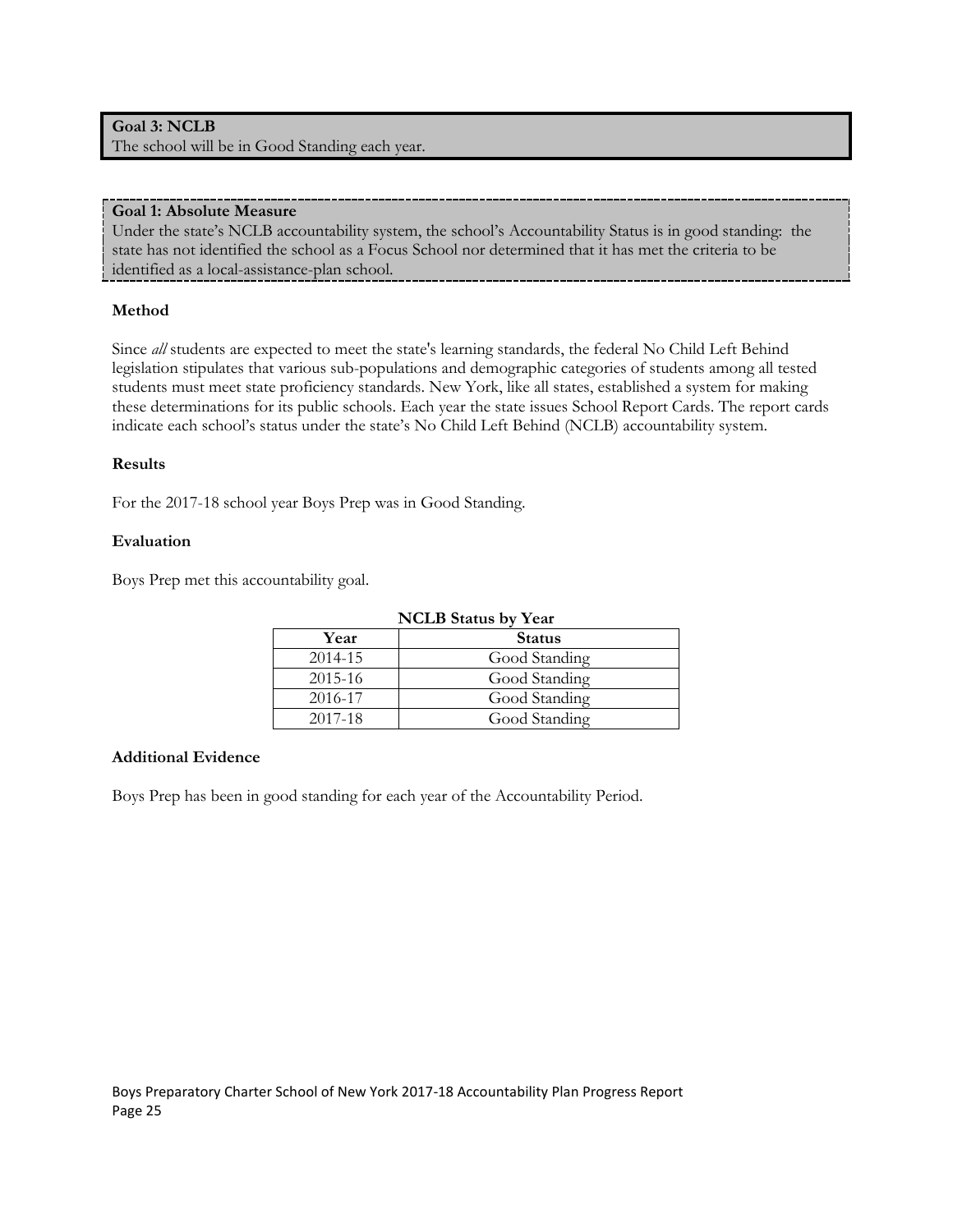**Goal 3: NCLB**
The school will be in Good Standing each year.

**Goal 1: Absolute Measure**
Under the state's NCLB accountability system, the school's Accountability Status is in good standing: the state has not identified the school as a Focus School nor determined that it has met the criteria to be identified as a local-assistance-plan school.

**Method**

Since *all* students are expected to meet the state's learning standards, the federal No Child Left Behind legislation stipulates that various sub-populations and demographic categories of students among all tested students must meet state proficiency standards. New York, like all states, established a system for making these determinations for its public schools. Each year the state issues School Report Cards. The report cards indicate each school's status under the state's No Child Left Behind (NCLB) accountability system.

**Results**

For the 2017-18 school year Boys Prep was in Good Standing.

**Evaluation**

Boys Prep met this accountability goal.

**NCLB Status by Year**

| Year | Status |
|---|---|
| 2014-15 | Good Standing |
| 2015-16 | Good Standing |
| 2016-17 | Good Standing |
| 2017-18 | Good Standing |

**Additional Evidence**

Boys Prep has been in good standing for each year of the Accountability Period.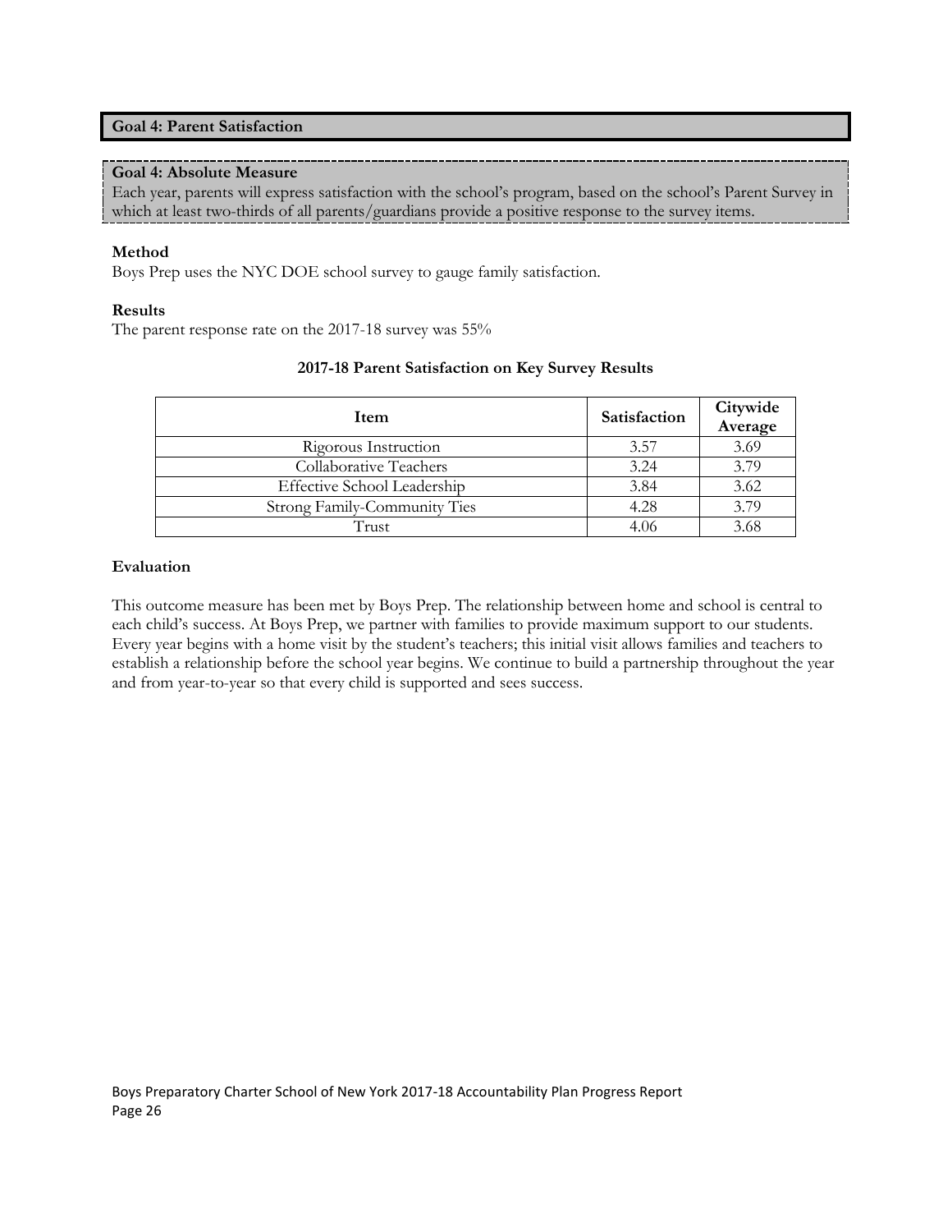## Goal 4: Parent Satisfaction

### Goal 4: Absolute Measure

Each year, parents will express satisfaction with the school's program, based on the school's Parent Survey in which at least two-thirds of all parents/guardians provide a positive response to the survey items.

**Method**

Boys Prep uses the NYC DOE school survey to gauge family satisfaction.

**Results**

The parent response rate on the 2017-18 survey was 55%

**2017-18 Parent Satisfaction on Key Survey Results**

| Item | Satisfaction | Citywide Average |
|---|---|---|
| Rigorous Instruction | 3.57 | 3.69 |
| Collaborative Teachers | 3.24 | 3.79 |
| Effective School Leadership | 3.84 | 3.62 |
| Strong Family-Community Ties | 4.28 | 3.79 |
| Trust | 4.06 | 3.68 |

**Evaluation**

This outcome measure has been met by Boys Prep. The relationship between home and school is central to each child's success. At Boys Prep, we partner with families to provide maximum support to our students. Every year begins with a home visit by the student's teachers; this initial visit allows families and teachers to establish a relationship before the school year begins. We continue to build a partnership throughout the year and from year-to-year so that every child is supported and sees success.